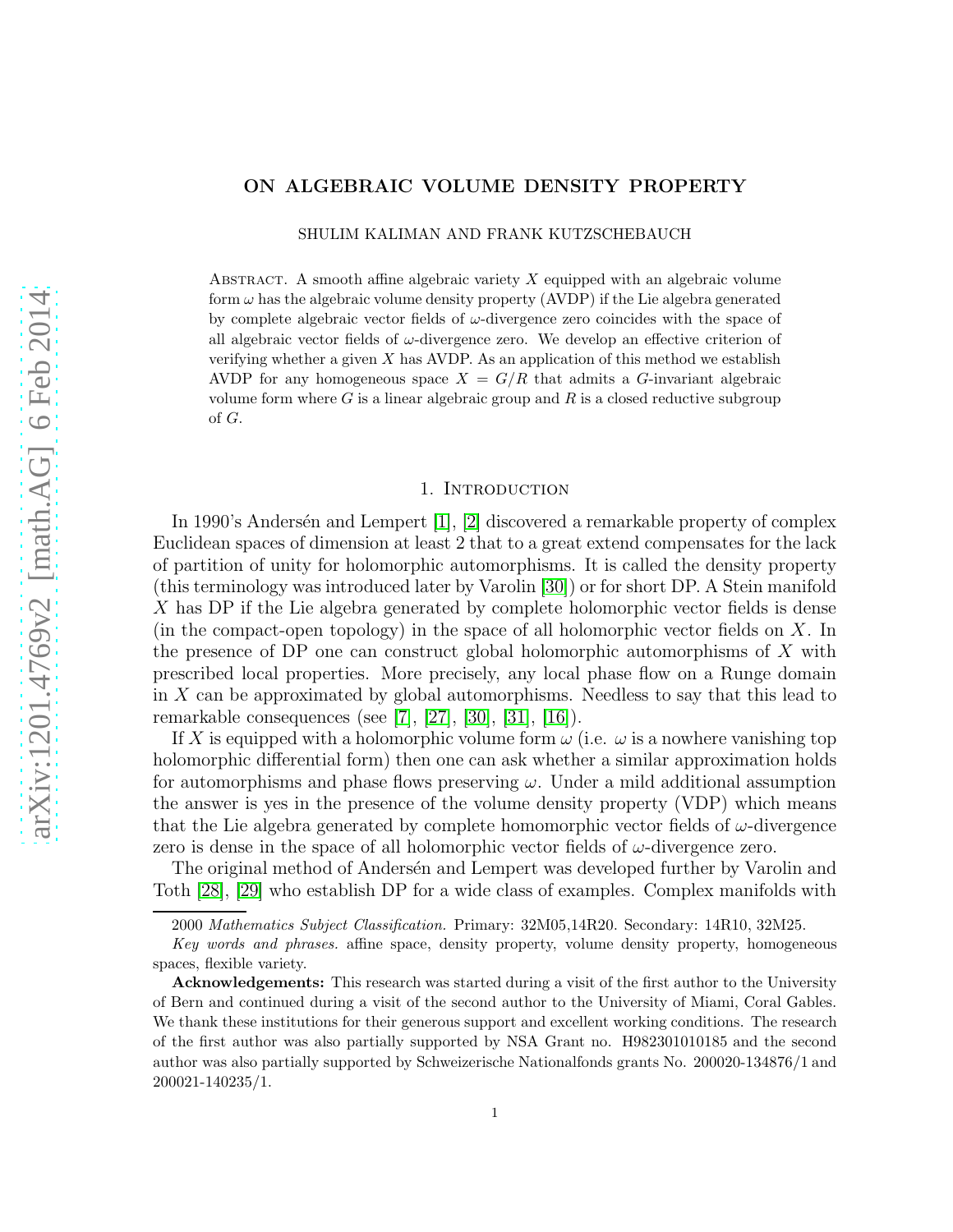# ON ALGEBRAIC VOLUME DENSITY PROPERTY

SHULIM KALIMAN AND FRANK KUTZSCHEBAUCH

Abstract. A smooth affine algebraic variety $X$ equipped with an algebraic volume form $\omega$ has the algebraic volume density property (AVDP) if the Lie algebra generated by complete algebraic vector fields of $\omega$-divergence zero coincides with the space of all algebraic vector fields of $\omega$-divergence zero. We develop an effective criterion of verifying whether a given $X$ has AVDP. As an application of this method we establish AVDP for any homogeneous space $X = G/R$ that admits a $G$-invariant algebraic volume form where $G$ is a linear algebraic group and $R$ is a closed reductive subgroup of $G$.

## 1. Introduction

In 1990's Andersén and Lempert [1], [2] discovered a remarkable property of complex Euclidean spaces of dimension at least 2 that to a great extend compensates for the lack of partition of unity for holomorphic automorphisms. It is called the density property (this terminology was introduced later by Varolin [30]) or for short DP. A Stein manifold $X$ has DP if the Lie algebra generated by complete holomorphic vector fields is dense (in the compact-open topology) in the space of all holomorphic vector fields on $X$. In the presence of DP one can construct global holomorphic automorphisms of $X$ with prescribed local properties. More precisely, any local phase flow on a Runge domain in $X$ can be approximated by global automorphisms. Needless to say that this lead to remarkable consequences (see [7], [27], [30], [31], [16]).

If $X$ is equipped with a holomorphic volume form $\omega$ (i.e. $\omega$ is a nowhere vanishing top holomorphic differential form) then one can ask whether a similar approximation holds for automorphisms and phase flows preserving $\omega$. Under a mild additional assumption the answer is yes in the presence of the volume density property (VDP) which means that the Lie algebra generated by complete homomorphic vector fields of $\omega$-divergence zero is dense in the space of all holomorphic vector fields of $\omega$-divergence zero.

The original method of Andersén and Lempert was developed further by Varolin and Toth [28], [29] who establish DP for a wide class of examples. Complex manifolds with

---

2000 *Mathematics Subject Classification.* Primary: 32M05,14R20. Secondary: 14R10, 32M25.

*Key words and phrases.* affine space, density property, volume density property, homogeneous spaces, flexible variety.

**Acknowledgements:** This research was started during a visit of the first author to the University of Bern and continued during a visit of the second author to the University of Miami, Coral Gables. We thank these institutions for their generous support and excellent working conditions. The research of the first author was also partially supported by NSA Grant no. H982301010185 and the second author was also partially supported by Schweizerische Nationalfonds grants No. 200020-134876/1 and 200021-140235/1.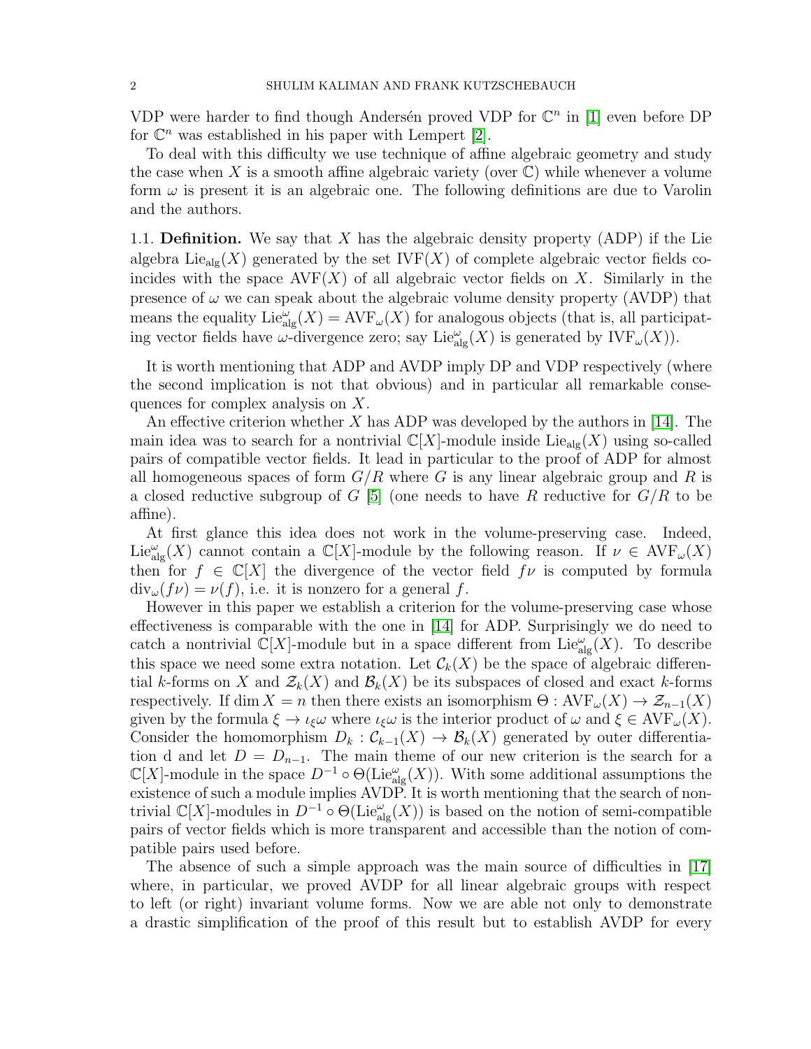VDP were harder to find though Andersén proved VDP for $\mathbb{C}^n$ in [1] even before DP for $\mathbb{C}^n$ was established in his paper with Lempert [2].

To deal with this difficulty we use technique of affine algebraic geometry and study the case when $X$ is a smooth affine algebraic variety (over $\mathbb{C}$) while whenever a volume form $\omega$ is present it is an algebraic one. The following definitions are due to Varolin and the authors.

1.1. **Definition.** We say that $X$ has the algebraic density property (ADP) if the Lie algebra $\mathrm{Lie}_{\mathrm{alg}}(X)$ generated by the set $\mathrm{IVF}(X)$ of complete algebraic vector fields coincides with the space $\mathrm{AVF}(X)$ of all algebraic vector fields on $X$. Similarly in the presence of $\omega$ we can speak about the algebraic volume density property (AVDP) that means the equality $\mathrm{Lie}_{\mathrm{alg}}^{\omega}(X) = \mathrm{AVF}_{\omega}(X)$ for analogous objects (that is, all participating vector fields have $\omega$-divergence zero; say $\mathrm{Lie}_{\mathrm{alg}}^{\omega}(X)$ is generated by $\mathrm{IVF}_{\omega}(X)$).

It is worth mentioning that ADP and AVDP imply DP and VDP respectively (where the second implication is not that obvious) and in particular all remarkable consequences for complex analysis on $X$.

An effective criterion whether $X$ has ADP was developed by the authors in [14]. The main idea was to search for a nontrivial $\mathbb{C}[X]$-module inside $\mathrm{Lie}_{\mathrm{alg}}(X)$ using so-called pairs of compatible vector fields. It lead in particular to the proof of ADP for almost all homogeneous spaces of form $G/R$ where $G$ is any linear algebraic group and $R$ is a closed reductive subgroup of $G$ [5] (one needs to have $R$ reductive for $G/R$ to be affine).

At first glance this idea does not work in the volume-preserving case. Indeed, $\mathrm{Lie}_{\mathrm{alg}}^{\omega}(X)$ cannot contain a $\mathbb{C}[X]$-module by the following reason. If $\nu \in \mathrm{AVF}_{\omega}(X)$ then for $f \in \mathbb{C}[X]$ the divergence of the vector field $f\nu$ is computed by formula $\mathrm{div}_{\omega}(f\nu) = \nu(f)$, i.e. it is nonzero for a general $f$.

However in this paper we establish a criterion for the volume-preserving case whose effectiveness is comparable with the one in [14] for ADP. Surprisingly we do need to catch a nontrivial $\mathbb{C}[X]$-module but in a space different from $\mathrm{Lie}_{\mathrm{alg}}^{\omega}(X)$. To describe this space we need some extra notation. Let $\mathcal{C}_k(X)$ be the space of algebraic differential $k$-forms on $X$ and $\mathcal{Z}_k(X)$ and $\mathcal{B}_k(X)$ be its subspaces of closed and exact $k$-forms respectively. If $\dim X = n$ then there exists an isomorphism $\Theta : \mathrm{AVF}_{\omega}(X) \to \mathcal{Z}_{n-1}(X)$ given by the formula $\xi \to \iota_{\xi}\omega$ where $\iota_{\xi}\omega$ is the interior product of $\omega$ and $\xi \in \mathrm{AVF}_{\omega}(X)$. Consider the homomorphism $D_k : \mathcal{C}_{k-1}(X) \to \mathcal{B}_k(X)$ generated by outer differentiation d and let $D = D_{n-1}$. The main theme of our new criterion is the search for a $\mathbb{C}[X]$-module in the space $D^{-1} \circ \Theta(\mathrm{Lie}_{\mathrm{alg}}^{\omega}(X))$. With some additional assumptions the existence of such a module implies AVDP. It is worth mentioning that the search of nontrivial $\mathbb{C}[X]$-modules in $D^{-1} \circ \Theta(\mathrm{Lie}_{\mathrm{alg}}^{\omega}(X))$ is based on the notion of semi-compatible pairs of vector fields which is more transparent and accessible than the notion of compatible pairs used before.

The absence of such a simple approach was the main source of difficulties in [17] where, in particular, we proved AVDP for all linear algebraic groups with respect to left (or right) invariant volume forms. Now we are able not only to demonstrate a drastic simplification of the proof of this result but to establish AVDP for every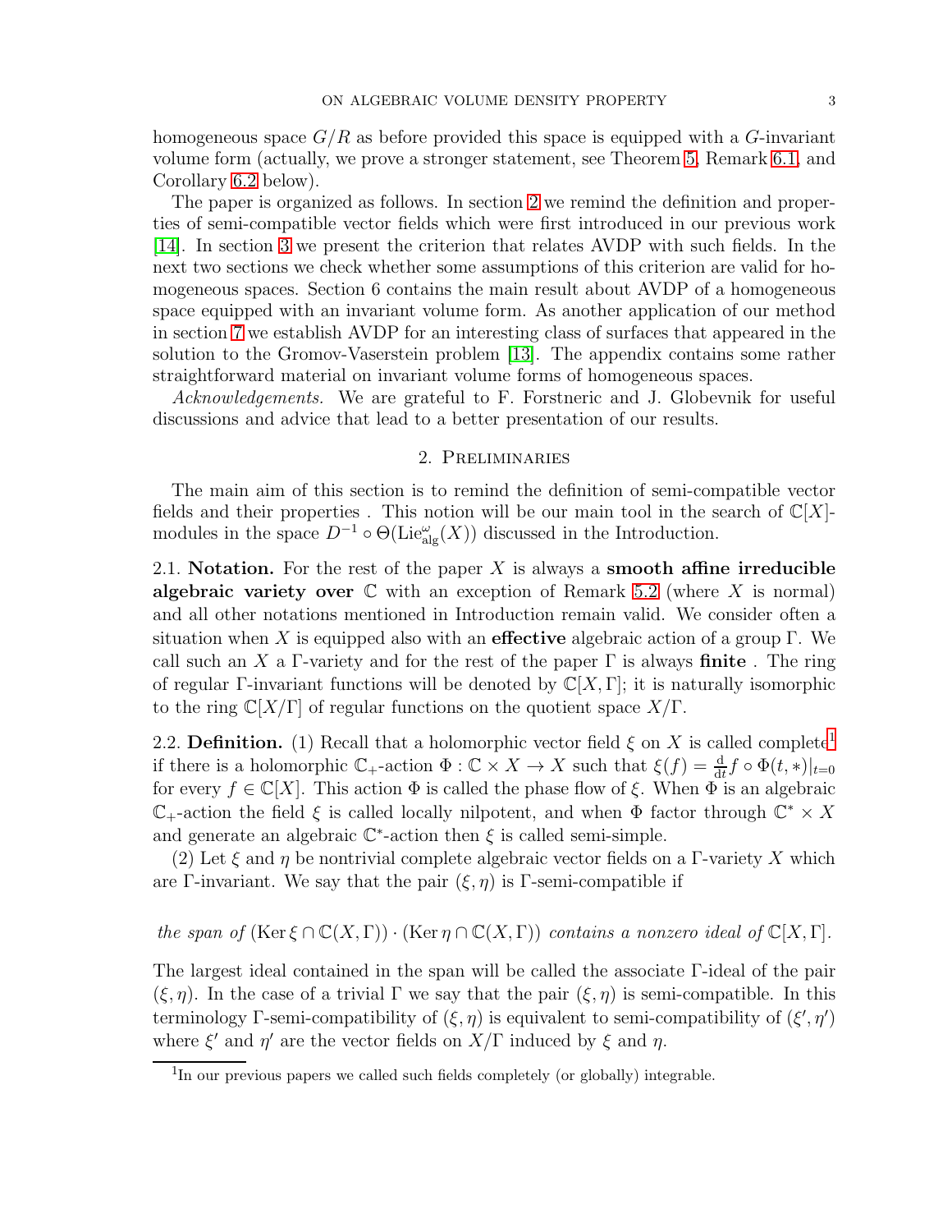homogeneous space $G/R$ as before provided this space is equipped with a $G$-invariant volume form (actually, we prove a stronger statement, see Theorem 5, Remark 6.1, and Corollary 6.2 below).

The paper is organized as follows. In section 2 we remind the definition and properties of semi-compatible vector fields which were first introduced in our previous work [14]. In section 3 we present the criterion that relates AVDP with such fields. In the next two sections we check whether some assumptions of this criterion are valid for homogeneous spaces. Section 6 contains the main result about AVDP of a homogeneous space equipped with an invariant volume form. As another application of our method in section 7 we establish AVDP for an interesting class of surfaces that appeared in the solution to the Gromov-Vaserstein problem [13]. The appendix contains some rather straightforward material on invariant volume forms of homogeneous spaces.

*Acknowledgements.* We are grateful to F. Forstneric and J. Globevnik for useful discussions and advice that lead to a better presentation of our results.

## 2. Preliminaries

The main aim of this section is to remind the definition of semi-compatible vector fields and their properties . This notion will be our main tool in the search of $\mathbb{C}[X]$-modules in the space $D^{-1} \circ \Theta(\mathrm{Lie}^{\omega}_{\mathrm{alg}}(X))$ discussed in the Introduction.

2.1. **Notation.** For the rest of the paper $X$ is always a **smooth affine irreducible algebraic variety over** $\mathbb{C}$ with an exception of Remark 5.2 (where $X$ is normal) and all other notations mentioned in Introduction remain valid. We consider often a situation when $X$ is equipped also with an **effective** algebraic action of a group $\Gamma$. We call such an $X$ a $\Gamma$-variety and for the rest of the paper $\Gamma$ is always **finite** . The ring of regular $\Gamma$-invariant functions will be denoted by $\mathbb{C}[X,\Gamma]$; it is naturally isomorphic to the ring $\mathbb{C}[X/\Gamma]$ of regular functions on the quotient space $X/\Gamma$.

2.2. **Definition.** (1) Recall that a holomorphic vector field $\xi$ on $X$ is called complete[1] if there is a holomorphic $\mathbb{C}_+$-action $\Phi : \mathbb{C} \times X \to X$ such that $\xi(f) = \frac{\mathrm{d}}{\mathrm{d}t} f \circ \Phi(t, *)|_{t=0}$ for every $f \in \mathbb{C}[X]$. This action $\Phi$ is called the phase flow of $\xi$. When $\Phi$ is an algebraic $\mathbb{C}_+$-action the field $\xi$ is called locally nilpotent, and when $\Phi$ factor through $\mathbb{C}^* \times X$ and generate an algebraic $\mathbb{C}^*$-action then $\xi$ is called semi-simple.

(2) Let $\xi$ and $\eta$ be nontrivial complete algebraic vector fields on a $\Gamma$-variety $X$ which are $\Gamma$-invariant. We say that the pair $(\xi, \eta)$ is $\Gamma$-semi-compatible if

*the span of* $(\mathrm{Ker}\, \xi \cap \mathbb{C}(X,\Gamma)) \cdot (\mathrm{Ker}\, \eta \cap \mathbb{C}(X,\Gamma))$ *contains a nonzero ideal of* $\mathbb{C}[X,\Gamma]$.

The largest ideal contained in the span will be called the associate $\Gamma$-ideal of the pair $(\xi, \eta)$. In the case of a trivial $\Gamma$ we say that the pair $(\xi, \eta)$ is semi-compatible. In this terminology $\Gamma$-semi-compatibility of $(\xi, \eta)$ is equivalent to semi-compatibility of $(\xi', \eta')$ where $\xi'$ and $\eta'$ are the vector fields on $X/\Gamma$ induced by $\xi$ and $\eta$.

[1] In our previous papers we called such fields completely (or globally) integrable.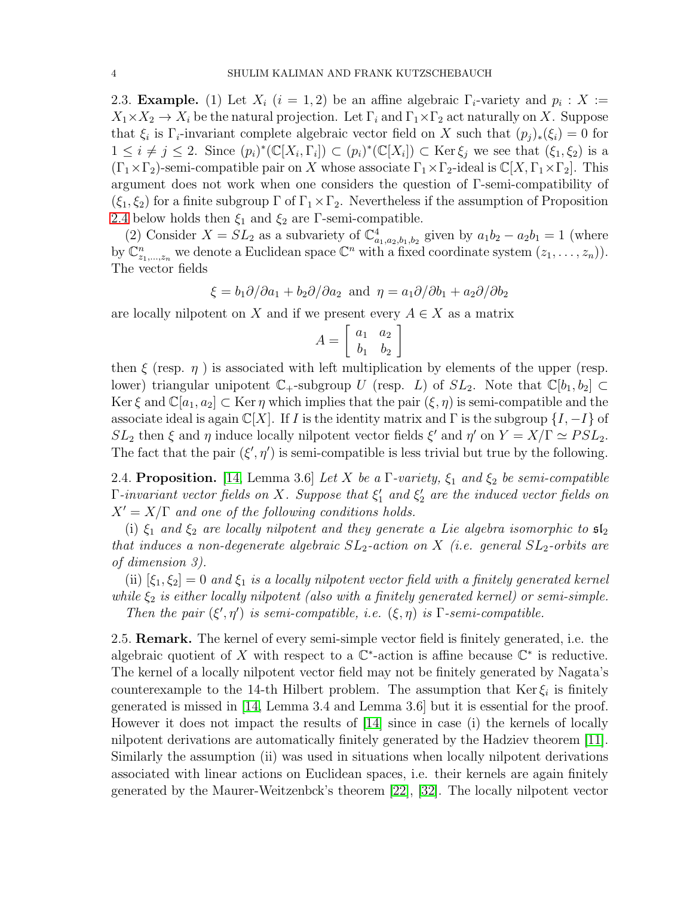**2.3. Example.** (1) Let $X_i$ $(i = 1, 2)$ be an affine algebraic $\Gamma_i$-variety and $p_i : X := X_1 \times X_2 \to X_i$ be the natural projection. Let $\Gamma_i$ and $\Gamma_1 \times \Gamma_2$ act naturally on $X$. Suppose that $\xi_i$ is $\Gamma_i$-invariant complete algebraic vector field on $X$ such that $(p_j)_*(\xi_i) = 0$ for $1 \leq i \neq j \leq 2$. Since $(p_i)^*(\mathbb{C}[X_i, \Gamma_i]) \subset (p_i)^*(\mathbb{C}[X_i]) \subset \operatorname{Ker} \xi_j$ we see that $(\xi_1, \xi_2)$ is a $(\Gamma_1 \times \Gamma_2)$-semi-compatible pair on $X$ whose associate $\Gamma_1 \times \Gamma_2$-ideal is $\mathbb{C}[X, \Gamma_1 \times \Gamma_2]$. This argument does not work when one considers the question of $\Gamma$-semi-compatibility of $(\xi_1, \xi_2)$ for a finite subgroup $\Gamma$ of $\Gamma_1 \times \Gamma_2$. Nevertheless if the assumption of Proposition 2.4 below holds then $\xi_1$ and $\xi_2$ are $\Gamma$-semi-compatible.

(2) Consider $X = SL_2$ as a subvariety of $\mathbb{C}^4_{a_1,a_2,b_1,b_2}$ given by $a_1 b_2 - a_2 b_1 = 1$ (where by $\mathbb{C}^n_{z_1,\ldots,z_n}$ we denote a Euclidean space $\mathbb{C}^n$ with a fixed coordinate system $(z_1, \ldots, z_n)$). The vector fields

$$\xi = b_1 \partial/\partial a_1 + b_2 \partial/\partial a_2 \text{ and } \eta = a_1 \partial/\partial b_1 + a_2 \partial/\partial b_2$$

are locally nilpotent on $X$ and if we present every $A \in X$ as a matrix

$$A = \left[ \begin{array}{cc} a_1 & a_2 \\ b_1 & b_2 \end{array} \right]$$

then $\xi$ (resp. $\eta$ ) is associated with left multiplication by elements of the upper (resp. lower) triangular unipotent $\mathbb{C}_+$-subgroup $U$ (resp. $L$) of $SL_2$. Note that $\mathbb{C}[b_1, b_2] \subset \operatorname{Ker} \xi$ and $\mathbb{C}[a_1, a_2] \subset \operatorname{Ker} \eta$ which implies that the pair $(\xi, \eta)$ is semi-compatible and the associate ideal is again $\mathbb{C}[X]$. If $I$ is the identity matrix and $\Gamma$ is the subgroup $\{I, -I\}$ of $SL_2$ then $\xi$ and $\eta$ induce locally nilpotent vector fields $\xi'$ and $\eta'$ on $Y = X/\Gamma \simeq PSL_2$. The fact that the pair $(\xi', \eta')$ is semi-compatible is less trivial but true by the following.

**2.4. Proposition.** [14, Lemma 3.6] *Let $X$ be a $\Gamma$-variety, $\xi_1$ and $\xi_2$ be semi-compatible $\Gamma$-invariant vector fields on $X$. Suppose that $\xi_1'$ and $\xi_2'$ are the induced vector fields on $X' = X/\Gamma$ and one of the following conditions holds.*

*(i) $\xi_1$ and $\xi_2$ are locally nilpotent and they generate a Lie algebra isomorphic to $\mathfrak{sl}_2$ that induces a non-degenerate algebraic $SL_2$-action on $X$ (i.e. general $SL_2$-orbits are of dimension 3).*

*(ii) $[\xi_1, \xi_2] = 0$ and $\xi_1$ is a locally nilpotent vector field with a finitely generated kernel while $\xi_2$ is either locally nilpotent (also with a finitely generated kernel) or semi-simple.*

*Then the pair $(\xi', \eta')$ is semi-compatible, i.e. $(\xi, \eta)$ is $\Gamma$-semi-compatible.*

**2.5. Remark.** The kernel of every semi-simple vector field is finitely generated, i.e. the algebraic quotient of $X$ with respect to a $\mathbb{C}^*$-action is affine because $\mathbb{C}^*$ is reductive. The kernel of a locally nilpotent vector field may not be finitely generated by Nagata's counterexample to the 14-th Hilbert problem. The assumption that $\operatorname{Ker} \xi_i$ is finitely generated is missed in [14, Lemma 3.4 and Lemma 3.6] but it is essential for the proof. However it does not impact the results of [14] since in case (i) the kernels of locally nilpotent derivations are automatically finitely generated by the Hadziev theorem [11]. Similarly the assumption (ii) was used in situations when locally nilpotent derivations associated with linear actions on Euclidean spaces, i.e. their kernels are again finitely generated by the Maurer-Weitzenbck's theorem [22], [32]. The locally nilpotent vector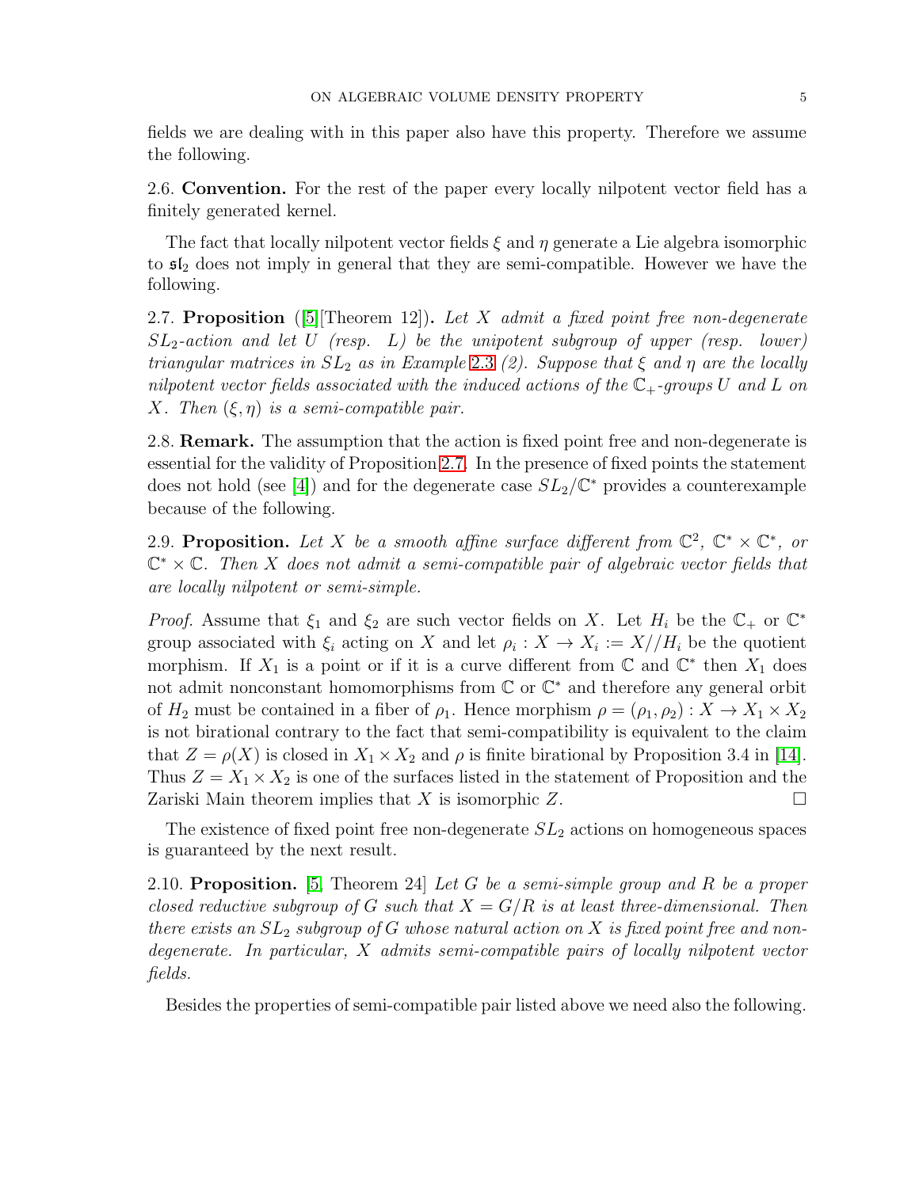fields we are dealing with in this paper also have this property. Therefore we assume the following.

2.6. **Convention.** For the rest of the paper every locally nilpotent vector field has a finitely generated kernel.

The fact that locally nilpotent vector fields $\xi$ and $\eta$ generate a Lie algebra isomorphic to $\mathfrak{sl}_2$ does not imply in general that they are semi-compatible. However we have the following.

2.7. **Proposition** ([5][Theorem 12])**.** *Let $X$ admit a fixed point free non-degenerate $SL_2$-action and let $U$ (resp. $L$) be the unipotent subgroup of upper (resp. lower) triangular matrices in $SL_2$ as in Example 2.3 (2). Suppose that $\xi$ and $\eta$ are the locally nilpotent vector fields associated with the induced actions of the $\mathbb{C}_+$-groups $U$ and $L$ on $X$. Then $(\xi, \eta)$ is a semi-compatible pair.*

2.8. **Remark.** The assumption that the action is fixed point free and non-degenerate is essential for the validity of Proposition 2.7. In the presence of fixed points the statement does not hold (see [4]) and for the degenerate case $SL_2/\mathbb{C}^*$ provides a counterexample because of the following.

2.9. **Proposition.** *Let $X$ be a smooth affine surface different from $\mathbb{C}^2$, $\mathbb{C}^* \times \mathbb{C}^*$, or $\mathbb{C}^* \times \mathbb{C}$. Then $X$ does not admit a semi-compatible pair of algebraic vector fields that are locally nilpotent or semi-simple.*

*Proof.* Assume that $\xi_1$ and $\xi_2$ are such vector fields on $X$. Let $H_i$ be the $\mathbb{C}_+$ or $\mathbb{C}^*$ group associated with $\xi_i$ acting on $X$ and let $\rho_i : X \to X_i := X//H_i$ be the quotient morphism. If $X_1$ is a point or if it is a curve different from $\mathbb{C}$ and $\mathbb{C}^*$ then $X_1$ does not admit nonconstant homomorphisms from $\mathbb{C}$ or $\mathbb{C}^*$ and therefore any general orbit of $H_2$ must be contained in a fiber of $\rho_1$. Hence morphism $\rho = (\rho_1, \rho_2) : X \to X_1 \times X_2$ is not birational contrary to the fact that semi-compatibility is equivalent to the claim that $Z = \rho(X)$ is closed in $X_1 \times X_2$ and $\rho$ is finite birational by Proposition 3.4 in [14]. Thus $Z = X_1 \times X_2$ is one of the surfaces listed in the statement of Proposition and the Zariski Main theorem implies that $X$ is isomorphic $Z$. ☐

The existence of fixed point free non-degenerate $SL_2$ actions on homogeneous spaces is guaranteed by the next result.

2.10. **Proposition.** [5, Theorem 24] *Let $G$ be a semi-simple group and $R$ be a proper closed reductive subgroup of $G$ such that $X = G/R$ is at least three-dimensional. Then there exists an $SL_2$ subgroup of $G$ whose natural action on $X$ is fixed point free and non-degenerate. In particular, $X$ admits semi-compatible pairs of locally nilpotent vector fields.*

Besides the properties of semi-compatible pair listed above we need also the following.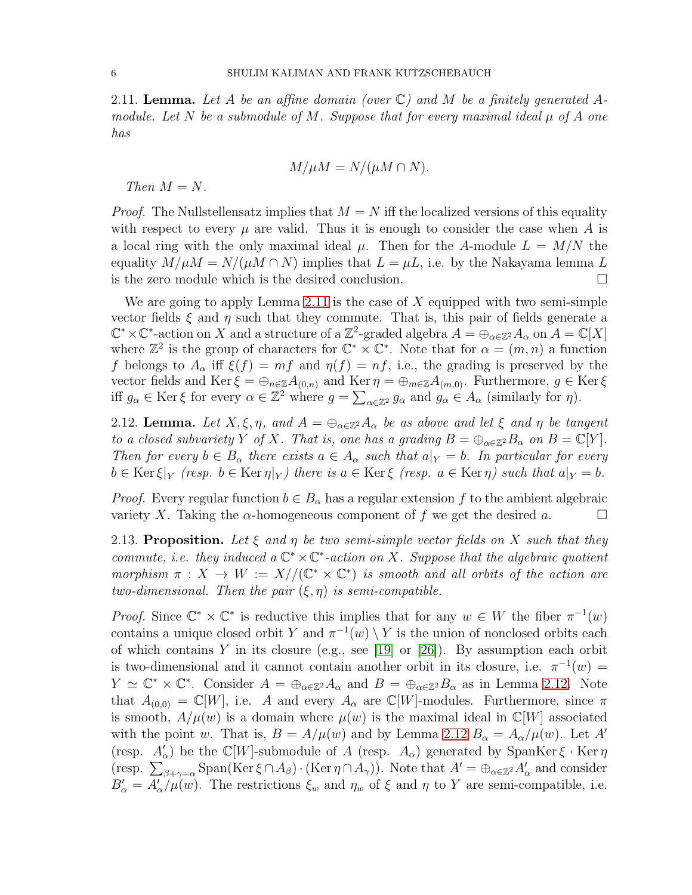**2.11. Lemma.** *Let $A$ be an affine domain (over $\mathbb{C}$) and $M$ be a finitely generated $A$-module. Let $N$ be a submodule of $M$. Suppose that for every maximal ideal $\mu$ of $A$ one has*

$$M/\mu M = N/(\mu M \cap N).$$

*Then $M = N$.*

*Proof.* The Nullstellensatz implies that $M = N$ iff the localized versions of this equality with respect to every $\mu$ are valid. Thus it is enough to consider the case when $A$ is a local ring with the only maximal ideal $\mu$. Then for the $A$-module $L = M/N$ the equality $M/\mu M = N/(\mu M \cap N)$ implies that $L = \mu L$, i.e. by the Nakayama lemma $L$ is the zero module which is the desired conclusion. $\square$

We are going to apply Lemma 2.11 is the case of $X$ equipped with two semi-simple vector fields $\xi$ and $\eta$ such that they commute. That is, this pair of fields generate a $\mathbb{C}^* \times \mathbb{C}^*$-action on $X$ and a structure of a $\mathbb{Z}^2$-graded algebra $A = \oplus_{\alpha \in \mathbb{Z}^2} A_\alpha$ on $A = \mathbb{C}[X]$ where $\mathbb{Z}^2$ is the group of characters for $\mathbb{C}^* \times \mathbb{C}^*$. Note that for $\alpha = (m,n)$ a function $f$ belongs to $A_\alpha$ iff $\xi(f) = mf$ and $\eta(f) = nf$, i.e., the grading is preserved by the vector fields and $\operatorname{Ker} \xi = \oplus_{n \in \mathbb{Z}} A_{(0,n)}$ and $\operatorname{Ker} \eta = \oplus_{m \in \mathbb{Z}} A_{(m,0)}$. Furthermore, $g \in \operatorname{Ker} \xi$ iff $g_\alpha \in \operatorname{Ker} \xi$ for every $\alpha \in \mathbb{Z}^2$ where $g = \sum_{\alpha \in \mathbb{Z}^2} g_\alpha$ and $g_\alpha \in A_\alpha$ (similarly for $\eta$).

**2.12. Lemma.** *Let $X, \xi, \eta$, and $A = \oplus_{\alpha \in \mathbb{Z}^2} A_\alpha$ be as above and let $\xi$ and $\eta$ be tangent to a closed subvariety $Y$ of $X$. That is, one has a grading $B = \oplus_{\alpha \in \mathbb{Z}^2} B_\alpha$ on $B = \mathbb{C}[Y]$. Then for every $b \in B_\alpha$ there exists $a \in A_\alpha$ such that $a|_Y = b$. In particular for every $b \in \operatorname{Ker} \xi|_Y$ (resp. $b \in \operatorname{Ker} \eta|_Y$) there is $a \in \operatorname{Ker} \xi$ (resp. $a \in \operatorname{Ker} \eta$) such that $a|_Y = b$.*

*Proof.* Every regular function $b \in B_\alpha$ has a regular extension $f$ to the ambient algebraic variety $X$. Taking the $\alpha$-homogeneous component of $f$ we get the desired $a$. $\square$

**2.13. Proposition.** *Let $\xi$ and $\eta$ be two semi-simple vector fields on $X$ such that they commute, i.e. they induced a $\mathbb{C}^* \times \mathbb{C}^*$-action on $X$. Suppose that the algebraic quotient morphism $\pi : X \to W := X//(\mathbb{C}^* \times \mathbb{C}^*)$ is smooth and all orbits of the action are two-dimensional. Then the pair $(\xi, \eta)$ is semi-compatible.*

*Proof.* Since $\mathbb{C}^* \times \mathbb{C}^*$ is reductive this implies that for any $w \in W$ the fiber $\pi^{-1}(w)$ contains a unique closed orbit $Y$ and $\pi^{-1}(w) \setminus Y$ is the union of nonclosed orbits each of which contains $Y$ in its closure (e.g., see [19] or [26]). By assumption each orbit is two-dimensional and it cannot contain another orbit in its closure, i.e. $\pi^{-1}(w) = Y \simeq \mathbb{C}^* \times \mathbb{C}^*$. Consider $A = \oplus_{\alpha \in \mathbb{Z}^2} A_\alpha$ and $B = \oplus_{\alpha \in \mathbb{Z}^2} B_\alpha$ as in Lemma 2.12. Note that $A_{(0,0)} = \mathbb{C}[W]$, i.e. $A$ and every $A_\alpha$ are $\mathbb{C}[W]$-modules. Furthermore, since $\pi$ is smooth, $A/\mu(w)$ is a domain where $\mu(w)$ is the maximal ideal in $\mathbb{C}[W]$ associated with the point $w$. That is, $B = A/\mu(w)$ and by Lemma 2.12 $B_\alpha = A_\alpha/\mu(w)$. Let $A'$ (resp. $A'_\alpha$) be the $\mathbb{C}[W]$-submodule of $A$ (resp. $A_\alpha$) generated by $\operatorname{Span}\operatorname{Ker} \xi \cdot \operatorname{Ker} \eta$ (resp. $\sum_{\beta+\gamma=\alpha} \operatorname{Span}(\operatorname{Ker} \xi \cap A_\beta) \cdot (\operatorname{Ker} \eta \cap A_\gamma)$). Note that $A' = \oplus_{\alpha \in \mathbb{Z}^2} A'_\alpha$ and consider $B'_\alpha = A'_\alpha/\mu(w)$. The restrictions $\xi_w$ and $\eta_w$ of $\xi$ and $\eta$ to $Y$ are semi-compatible, i.e.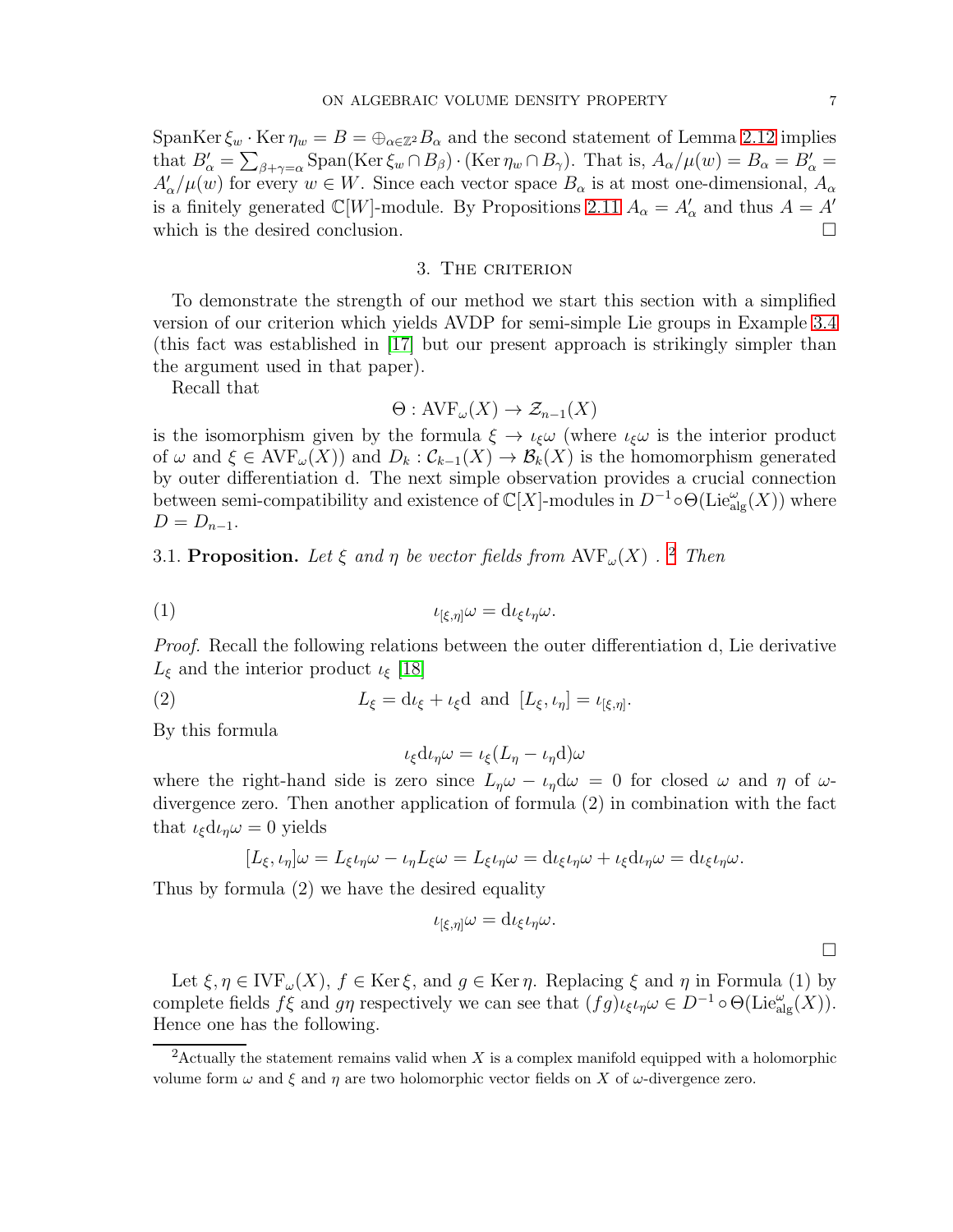$\operatorname{Span}\operatorname{Ker}\xi_w \cdot \operatorname{Ker}\eta_w = B = \oplus_{\alpha\in\mathbb{Z}^2} B_\alpha$ and the second statement of Lemma 2.12 implies that $B'_\alpha = \sum_{\beta+\gamma=\alpha} \operatorname{Span}(\operatorname{Ker}\xi_w \cap B_\beta)\cdot(\operatorname{Ker}\eta_w \cap B_\gamma)$. That is, $A_\alpha/\mu(w) = B_\alpha = B'_\alpha = A'_\alpha/\mu(w)$ for every $w \in W$. Since each vector space $B_\alpha$ is at most one-dimensional, $A_\alpha$ is a finitely generated $\mathbb{C}[W]$-module. By Propositions 2.11 $A_\alpha = A'_\alpha$ and thus $A = A'$ which is the desired conclusion. □

## 3. The criterion

To demonstrate the strength of our method we start this section with a simplified version of our criterion which yields AVDP for semi-simple Lie groups in Example 3.4 (this fact was established in [17] but our present approach is strikingly simpler than the argument used in that paper).

Recall that

$$\Theta : \operatorname{AVF}_\omega(X) \to \mathcal{Z}_{n-1}(X)$$

is the isomorphism given by the formula $\xi \to \iota_\xi\omega$ (where $\iota_\xi\omega$ is the interior product of $\omega$ and $\xi \in \operatorname{AVF}_\omega(X)$) and $D_k : \mathcal{C}_{k-1}(X) \to \mathcal{B}_k(X)$ is the homomorphism generated by outer differentiation d. The next simple observation provides a crucial connection between semi-compatibility and existence of $\mathbb{C}[X]$-modules in $D^{-1}\circ\Theta(\operatorname{Lie}^\omega_{\rm alg}(X))$ where $D = D_{n-1}$.

**3.1. Proposition.** *Let $\xi$ and $\eta$ be vector fields from $\operatorname{AVF}_\omega(X)$ .[2] Then*

$$\iota_{[\xi,\eta]}\omega = \mathrm{d}\iota_\xi\iota_\eta\omega. \tag{1}$$

*Proof.* Recall the following relations between the outer differentiation d, Lie derivative $L_\xi$ and the interior product $\iota_\xi$ [18]

$$L_\xi = \mathrm{d}\iota_\xi + \iota_\xi \mathrm{d} \ \text{ and } \ [L_\xi, \iota_\eta] = \iota_{[\xi,\eta]}. \tag{2}$$

By this formula

$$\iota_\xi \mathrm{d}\iota_\eta\omega = \iota_\xi(L_\eta - \iota_\eta \mathrm{d})\omega$$

where the right-hand side is zero since $L_\eta\omega - \iota_\eta \mathrm{d}\omega = 0$ for closed $\omega$ and $\eta$ of $\omega$-divergence zero. Then another application of formula (2) in combination with the fact that $\iota_\xi \mathrm{d}\iota_\eta\omega = 0$ yields

$$[L_\xi, \iota_\eta]\omega = L_\xi\iota_\eta\omega - \iota_\eta L_\xi\omega = L_\xi\iota_\eta\omega = \mathrm{d}\iota_\xi\iota_\eta\omega + \iota_\xi \mathrm{d}\iota_\eta\omega = \mathrm{d}\iota_\xi\iota_\eta\omega.$$

Thus by formula (2) we have the desired equality

$$\iota_{[\xi,\eta]}\omega = \mathrm{d}\iota_\xi\iota_\eta\omega.$$

□

Let $\xi, \eta \in \operatorname{IVF}_\omega(X)$, $f \in \operatorname{Ker}\xi$, and $g \in \operatorname{Ker}\eta$. Replacing $\xi$ and $\eta$ in Formula (1) by complete fields $f\xi$ and $g\eta$ respectively we can see that $(fg)\iota_\xi\iota_\eta\omega \in D^{-1}\circ\Theta(\operatorname{Lie}^\omega_{\rm alg}(X))$. Hence one has the following.

[2] Actually the statement remains valid when $X$ is a complex manifold equipped with a holomorphic volume form $\omega$ and $\xi$ and $\eta$ are two holomorphic vector fields on $X$ of $\omega$-divergence zero.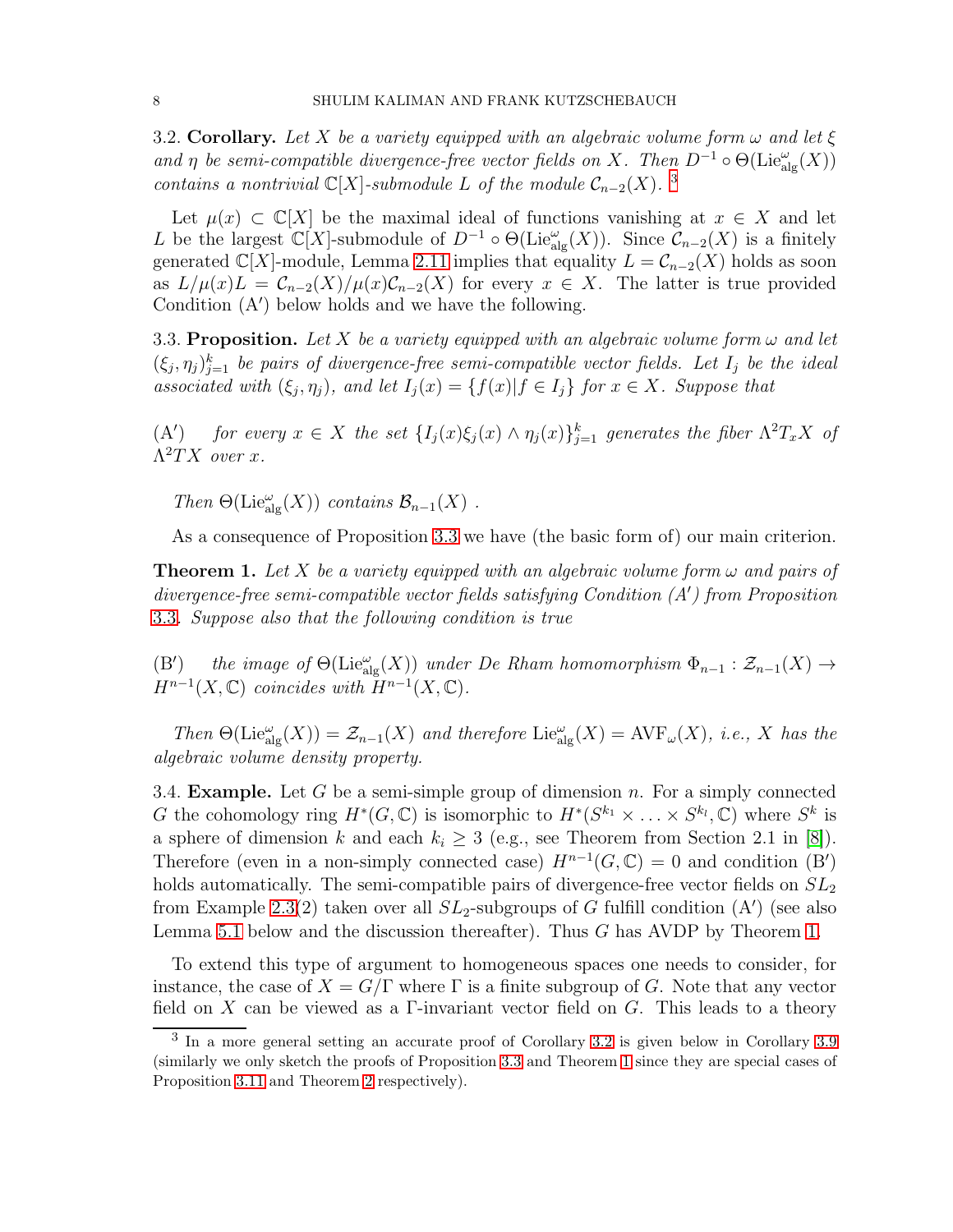**3.2. Corollary.** *Let $X$ be a variety equipped with an algebraic volume form $\omega$ and let $\xi$ and $\eta$ be semi-compatible divergence-free vector fields on $X$. Then $D^{-1} \circ \Theta(\mathrm{Lie}^{\omega}_{\mathrm{alg}}(X))$ contains a nontrivial $\mathbb{C}[X]$-submodule $L$ of the module $\mathcal{C}_{n-2}(X)$.* [3]

Let $\mu(x) \subset \mathbb{C}[X]$ be the maximal ideal of functions vanishing at $x \in X$ and let $L$ be the largest $\mathbb{C}[X]$-submodule of $D^{-1} \circ \Theta(\mathrm{Lie}^{\omega}_{\mathrm{alg}}(X))$. Since $\mathcal{C}_{n-2}(X)$ is a finitely generated $\mathbb{C}[X]$-module, Lemma 2.11 implies that equality $L = \mathcal{C}_{n-2}(X)$ holds as soon as $L/\mu(x)L = \mathcal{C}_{n-2}(X)/\mu(x)\mathcal{C}_{n-2}(X)$ for every $x \in X$. The latter is true provided Condition (A′) below holds and we have the following.

**3.3. Proposition.** *Let $X$ be a variety equipped with an algebraic volume form $\omega$ and let $(\xi_j, \eta_j)_{j=1}^k$ be pairs of divergence-free semi-compatible vector fields. Let $I_j$ be the ideal associated with $(\xi_j, \eta_j)$, and let $I_j(x) = \{f(x) | f \in I_j\}$ for $x \in X$. Suppose that*

(A′) *for every $x \in X$ the set $\{I_j(x)\xi_j(x) \wedge \eta_j(x)\}_{j=1}^k$ generates the fiber $\Lambda^2 T_x X$ of $\Lambda^2 TX$ over $x$.*

*Then $\Theta(\mathrm{Lie}^{\omega}_{\mathrm{alg}}(X))$ contains $\mathcal{B}_{n-1}(X)$ .*

As a consequence of Proposition 3.3 we have (the basic form of) our main criterion.

**Theorem 1.** *Let $X$ be a variety equipped with an algebraic volume form $\omega$ and pairs of divergence-free semi-compatible vector fields satisfying Condition (A′) from Proposition 3.3. Suppose also that the following condition is true*

(B′) *the image of $\Theta(\mathrm{Lie}^{\omega}_{\mathrm{alg}}(X))$ under De Rham homomorphism $\Phi_{n-1} : \mathcal{Z}_{n-1}(X) \to H^{n-1}(X, \mathbb{C})$ coincides with $H^{n-1}(X, \mathbb{C})$.*

*Then $\Theta(\mathrm{Lie}^{\omega}_{\mathrm{alg}}(X)) = \mathcal{Z}_{n-1}(X)$ and therefore $\mathrm{Lie}^{\omega}_{\mathrm{alg}}(X) = \mathrm{AVF}_{\omega}(X)$, i.e., $X$ has the algebraic volume density property.*

**3.4. Example.** Let $G$ be a semi-simple group of dimension $n$. For a simply connected $G$ the cohomology ring $H^*(G, \mathbb{C})$ is isomorphic to $H^*(S^{k_1} \times \ldots \times S^{k_l}, \mathbb{C})$ where $S^k$ is a sphere of dimension $k$ and each $k_i \geq 3$ (e.g., see Theorem from Section 2.1 in [8]). Therefore (even in a non-simply connected case) $H^{n-1}(G, \mathbb{C}) = 0$ and condition (B′) holds automatically. The semi-compatible pairs of divergence-free vector fields on $SL_2$ from Example 2.3(2) taken over all $SL_2$-subgroups of $G$ fulfill condition (A′) (see also Lemma 5.1 below and the discussion thereafter). Thus $G$ has AVDP by Theorem 1.

To extend this type of argument to homogeneous spaces one needs to consider, for instance, the case of $X = G/\Gamma$ where $\Gamma$ is a finite subgroup of $G$. Note that any vector field on $X$ can be viewed as a $\Gamma$-invariant vector field on $G$. This leads to a theory

[3] In a more general setting an accurate proof of Corollary 3.2 is given below in Corollary 3.9 (similarly we only sketch the proofs of Proposition 3.3 and Theorem 1 since they are special cases of Proposition 3.11 and Theorem 2 respectively).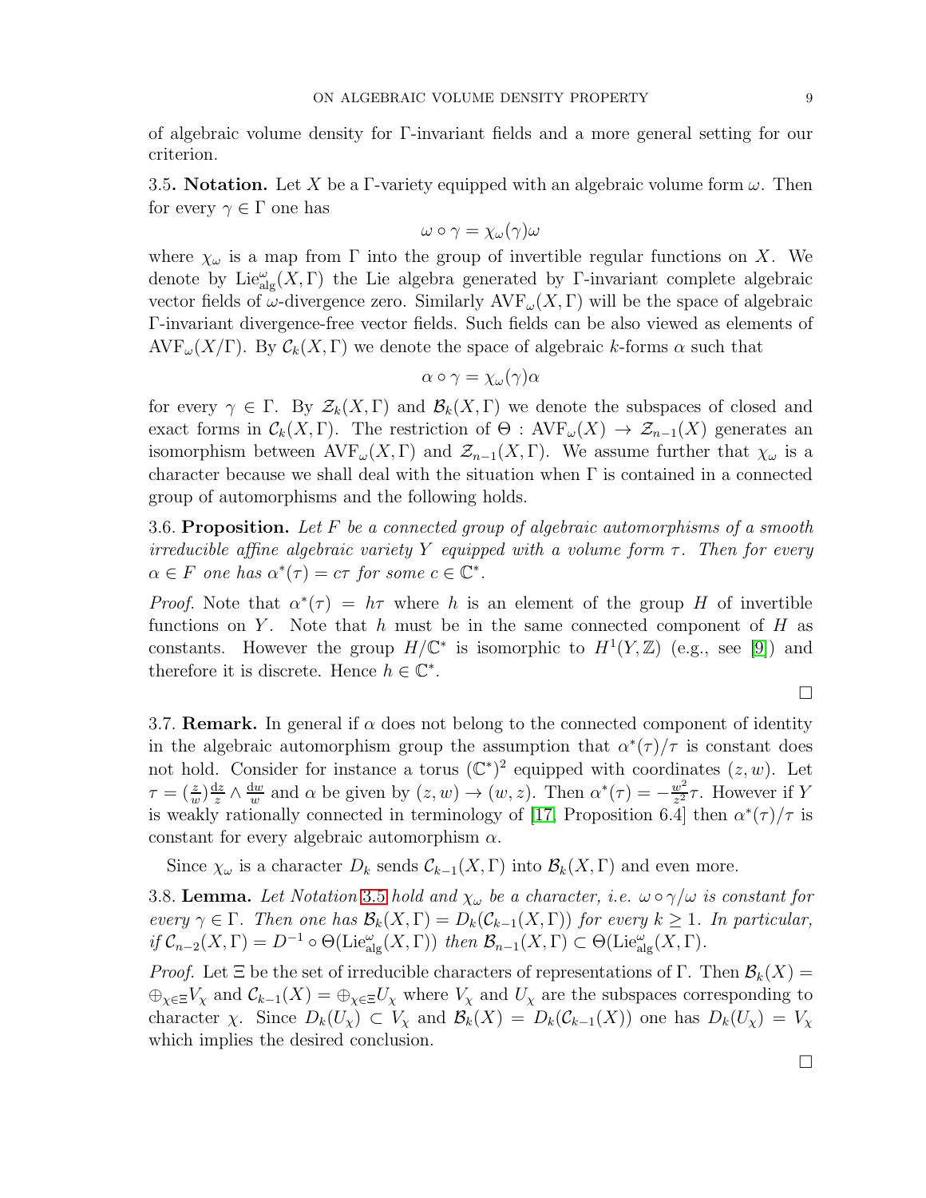of algebraic volume density for Γ-invariant fields and a more general setting for our criterion.

**3.5. Notation.** Let $X$ be a Γ-variety equipped with an algebraic volume form $\omega$. Then for every $\gamma \in \Gamma$ one has

$$\omega \circ \gamma = \chi_\omega(\gamma)\omega$$

where $\chi_\omega$ is a map from Γ into the group of invertible regular functions on $X$. We denote by $\mathrm{Lie}^{\omega}_{\mathrm{alg}}(X, \Gamma)$ the Lie algebra generated by Γ-invariant complete algebraic vector fields of $\omega$-divergence zero. Similarly $\mathrm{AVF}_\omega(X, \Gamma)$ will be the space of algebraic Γ-invariant divergence-free vector fields. Such fields can be also viewed as elements of $\mathrm{AVF}_\omega(X/\Gamma)$. By $\mathcal{C}_k(X, \Gamma)$ we denote the space of algebraic $k$-forms $\alpha$ such that

$$\alpha \circ \gamma = \chi_\omega(\gamma)\alpha$$

for every $\gamma \in \Gamma$. By $\mathcal{Z}_k(X, \Gamma)$ and $\mathcal{B}_k(X, \Gamma)$ we denote the subspaces of closed and exact forms in $\mathcal{C}_k(X, \Gamma)$. The restriction of $\Theta : \mathrm{AVF}_\omega(X) \to \mathcal{Z}_{n-1}(X)$ generates an isomorphism between $\mathrm{AVF}_\omega(X, \Gamma)$ and $\mathcal{Z}_{n-1}(X, \Gamma)$. We assume further that $\chi_\omega$ is a character because we shall deal with the situation when Γ is contained in a connected group of automorphisms and the following holds.

**3.6. Proposition.** *Let $F$ be a connected group of algebraic automorphisms of a smooth irreducible affine algebraic variety $Y$ equipped with a volume form $\tau$. Then for every $\alpha \in F$ one has $\alpha^*(\tau) = c\tau$ for some $c \in \mathbb{C}^*$.*

*Proof.* Note that $\alpha^*(\tau) = h\tau$ where $h$ is an element of the group $H$ of invertible functions on $Y$. Note that $h$ must be in the same connected component of $H$ as constants. However the group $H/\mathbb{C}^*$ is isomorphic to $H^1(Y, \mathbb{Z})$ (e.g., see [9]) and therefore it is discrete. Hence $h \in \mathbb{C}^*$. □

**3.7. Remark.** In general if $\alpha$ does not belong to the connected component of identity in the algebraic automorphism group the assumption that $\alpha^*(\tau)/\tau$ is constant does not hold. Consider for instance a torus $(\mathbb{C}^*)^2$ equipped with coordinates $(z, w)$. Let $\tau = (\frac{z}{w})\frac{dz}{z} \wedge \frac{dw}{w}$ and $\alpha$ be given by $(z, w) \to (w, z)$. Then $\alpha^*(\tau) = -\frac{w^2}{z^2}\tau$. However if $Y$ is weakly rationally connected in terminology of [17, Proposition 6.4] then $\alpha^*(\tau)/\tau$ is constant for every algebraic automorphism $\alpha$.

Since $\chi_\omega$ is a character $D_k$ sends $\mathcal{C}_{k-1}(X, \Gamma)$ into $\mathcal{B}_k(X, \Gamma)$ and even more.

**3.8. Lemma.** *Let Notation 3.5 hold and $\chi_\omega$ be a character, i.e. $\omega \circ \gamma/\omega$ is constant for every $\gamma \in \Gamma$. Then one has $\mathcal{B}_k(X, \Gamma) = D_k(\mathcal{C}_{k-1}(X, \Gamma))$ for every $k \geq 1$. In particular, if $\mathcal{C}_{n-2}(X, \Gamma) = D^{-1} \circ \Theta(\mathrm{Lie}^{\omega}_{\mathrm{alg}}(X, \Gamma))$ then $\mathcal{B}_{n-1}(X, \Gamma) \subset \Theta(\mathrm{Lie}^{\omega}_{\mathrm{alg}}(X, \Gamma))$.*

*Proof.* Let Ξ be the set of irreducible characters of representations of Γ. Then $\mathcal{B}_k(X) = \oplus_{\chi \in \Xi} V_\chi$ and $\mathcal{C}_{k-1}(X) = \oplus_{\chi \in \Xi} U_\chi$ where $V_\chi$ and $U_\chi$ are the subspaces corresponding to character $\chi$. Since $D_k(U_\chi) \subset V_\chi$ and $\mathcal{B}_k(X) = D_k(\mathcal{C}_{k-1}(X))$ one has $D_k(U_\chi) = V_\chi$ which implies the desired conclusion. □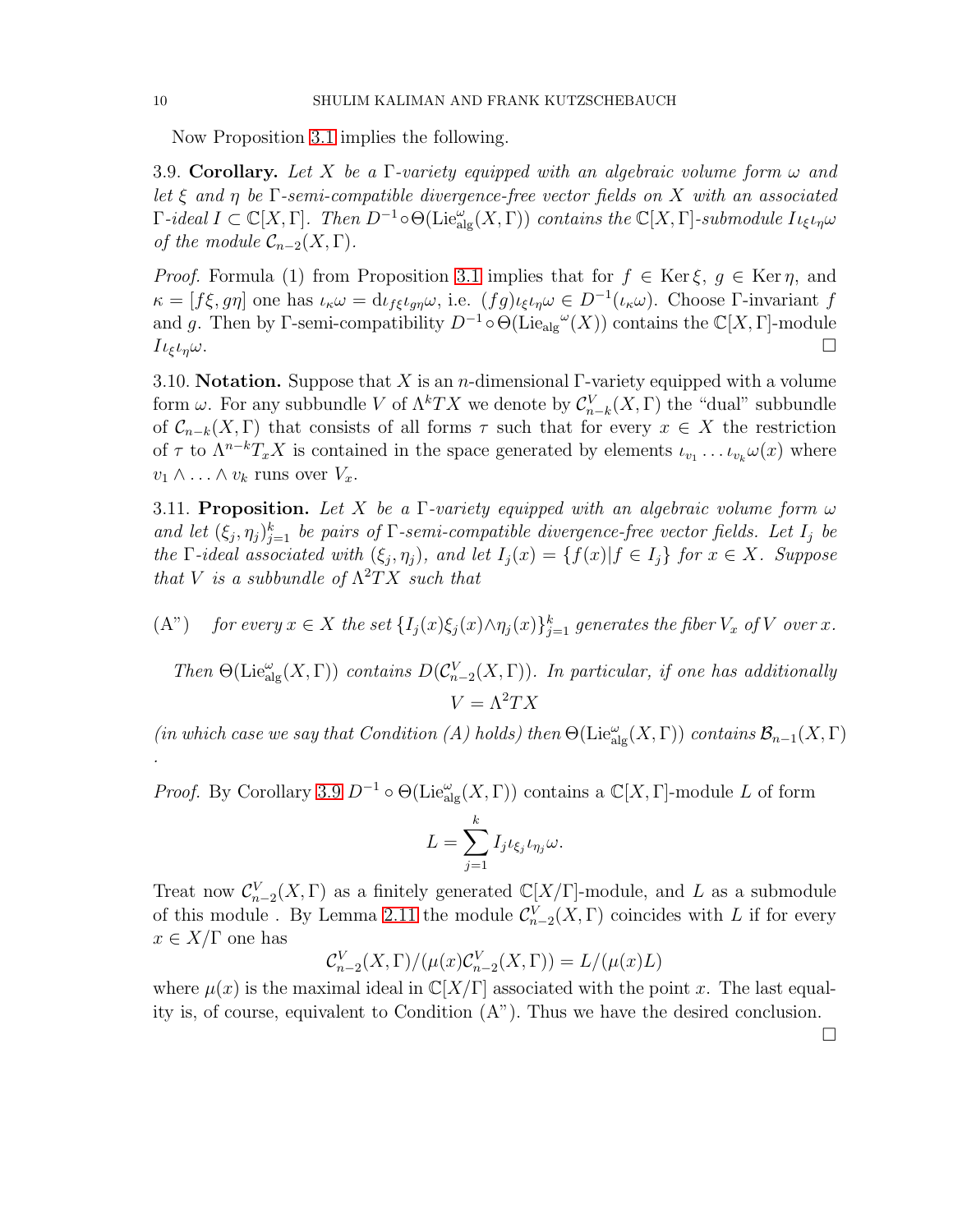Now Proposition 3.1 implies the following.

3.9. **Corollary.** *Let $X$ be a $\Gamma$-variety equipped with an algebraic volume form $\omega$ and let $\xi$ and $\eta$ be $\Gamma$-semi-compatible divergence-free vector fields on $X$ with an associated $\Gamma$-ideal $I \subset \mathbb{C}[X,\Gamma]$. Then $D^{-1} \circ \Theta(\mathrm{Lie}^{\omega}_{\mathrm{alg}}(X,\Gamma))$ contains the $\mathbb{C}[X,\Gamma]$-submodule $I\iota_\xi \iota_\eta \omega$ of the module $\mathcal{C}_{n-2}(X,\Gamma)$.*

*Proof.* Formula (1) from Proposition 3.1 implies that for $f \in \operatorname{Ker} \xi$, $g \in \operatorname{Ker} \eta$, and $\kappa = [f\xi, g\eta]$ one has $\iota_\kappa \omega = \mathrm{d}\iota_{f\xi}\iota_{g\eta}\omega$, i.e. $(fg)\iota_\xi\iota_\eta\omega \in D^{-1}(\iota_\kappa \omega)$. Choose $\Gamma$-invariant $f$ and $g$. Then by $\Gamma$-semi-compatibility $D^{-1} \circ \Theta({\mathrm{Lie}_{\mathrm{alg}}}^{\omega}(X))$ contains the $\mathbb{C}[X,\Gamma]$-module $I\iota_\xi\iota_\eta\omega$. $\square$

3.10. **Notation.** Suppose that $X$ is an $n$-dimensional $\Gamma$-variety equipped with a volume form $\omega$. For any subbundle $V$ of $\Lambda^k TX$ we denote by $\mathcal{C}^V_{n-k}(X,\Gamma)$ the "dual" subbundle of $\mathcal{C}_{n-k}(X,\Gamma)$ that consists of all forms $\tau$ such that for every $x \in X$ the restriction of $\tau$ to $\Lambda^{n-k}T_x X$ is contained in the space generated by elements $\iota_{v_1} \ldots \iota_{v_k}\omega(x)$ where $v_1 \wedge \ldots \wedge v_k$ runs over $V_x$.

3.11. **Proposition.** *Let $X$ be a $\Gamma$-variety equipped with an algebraic volume form $\omega$ and let $(\xi_j, \eta_j)_{j=1}^k$ be pairs of $\Gamma$-semi-compatible divergence-free vector fields. Let $I_j$ be the $\Gamma$-ideal associated with $(\xi_j, \eta_j)$, and let $I_j(x) = \{f(x) | f \in I_j\}$ for $x \in X$. Suppose that $V$ is a subbundle of $\Lambda^2 TX$ such that*

(A") *for every $x \in X$ the set $\{I_j(x)\xi_j(x) \wedge \eta_j(x)\}_{j=1}^k$ generates the fiber $V_x$ of $V$ over $x$.*

*Then $\Theta(\mathrm{Lie}^{\omega}_{\mathrm{alg}}(X,\Gamma))$ contains $D(\mathcal{C}^V_{n-2}(X,\Gamma))$. In particular, if one has additionally*

$$V = \Lambda^2 TX$$

*(in which case we say that Condition (A) holds) then $\Theta(\mathrm{Lie}^{\omega}_{\mathrm{alg}}(X,\Gamma))$ contains $\mathcal{B}_{n-1}(X,\Gamma)$ .*

*Proof.* By Corollary 3.9 $D^{-1} \circ \Theta(\mathrm{Lie}^{\omega}_{\mathrm{alg}}(X,\Gamma))$ contains a $\mathbb{C}[X,\Gamma]$-module $L$ of form

$$L = \sum_{j=1}^{k} I_j \iota_{\xi_j} \iota_{\eta_j} \omega.$$

Treat now $\mathcal{C}^V_{n-2}(X,\Gamma)$ as a finitely generated $\mathbb{C}[X/\Gamma]$-module, and $L$ as a submodule of this module . By Lemma 2.11 the module $\mathcal{C}^V_{n-2}(X,\Gamma)$ coincides with $L$ if for every $x \in X/\Gamma$ one has

$$\mathcal{C}^V_{n-2}(X,\Gamma)/(\mu(x)\mathcal{C}^V_{n-2}(X,\Gamma)) = L/(\mu(x)L)$$

where $\mu(x)$ is the maximal ideal in $\mathbb{C}[X/\Gamma]$ associated with the point $x$. The last equality is, of course, equivalent to Condition (A"). Thus we have the desired conclusion. $\square$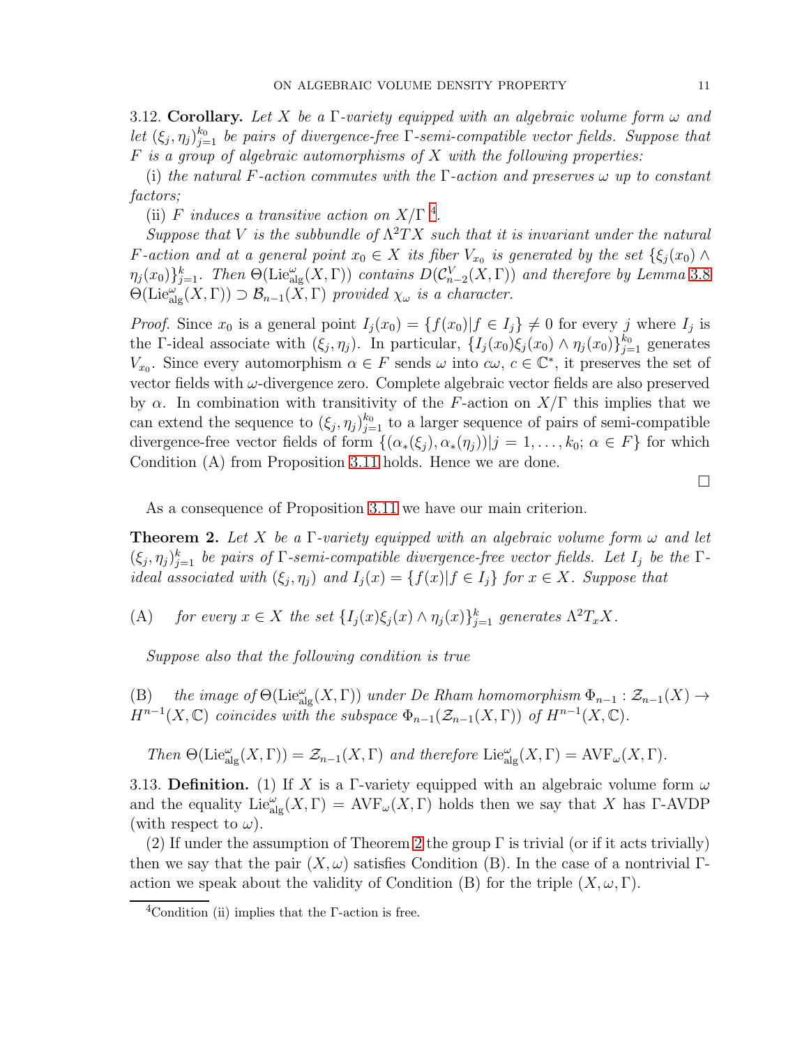3.12. **Corollary.** *Let $X$ be a $\Gamma$-variety equipped with an algebraic volume form $\omega$ and let $(\xi_j, \eta_j)_{j=1}^{k_0}$ be pairs of divergence-free $\Gamma$-semi-compatible vector fields. Suppose that $F$ is a group of algebraic automorphisms of $X$ with the following properties:*

(i) *the natural $F$-action commutes with the $\Gamma$-action and preserves $\omega$ up to constant factors;*

(ii) *$F$ induces a transitive action on $X/\Gamma$* [4]*.*

*Suppose that $V$ is the subbundle of $\Lambda^2 TX$ such that it is invariant under the natural $F$-action and at a general point $x_0 \in X$ its fiber $V_{x_0}$ is generated by the set $\{\xi_j(x_0) \wedge \eta_j(x_0)\}_{j=1}^{k}$. Then $\Theta(\mathrm{Lie}_{\mathrm{alg}}^{\omega}(X,\Gamma))$ contains $D(\mathcal{C}_{n-2}^{V}(X,\Gamma))$ and therefore by Lemma 3.8 $\Theta(\mathrm{Lie}_{\mathrm{alg}}^{\omega}(X,\Gamma)) \supset \mathcal{B}_{n-1}(X,\Gamma)$ provided $\chi_\omega$ is a character.*

*Proof.* Since $x_0$ is a general point $I_j(x_0) = \{f(x_0) | f \in I_j\} \neq 0$ for every $j$ where $I_j$ is the $\Gamma$-ideal associate with $(\xi_j, \eta_j)$. In particular, $\{I_j(x_0)\xi_j(x_0) \wedge \eta_j(x_0)\}_{j=1}^{k_0}$ generates $V_{x_0}$. Since every automorphism $\alpha \in F$ sends $\omega$ into $c\omega$, $c \in \mathbb{C}^*$, it preserves the set of vector fields with $\omega$-divergence zero. Complete algebraic vector fields are also preserved by $\alpha$. In combination with transitivity of the $F$-action on $X/\Gamma$ this implies that we can extend the sequence to $(\xi_j, \eta_j)_{j=1}^{k_0}$ to a larger sequence of pairs of semi-compatible divergence-free vector fields of form $\{(\alpha_*(\xi_j), \alpha_*(\eta_j)) | j = 1, \ldots, k_0;\ \alpha \in F\}$ for which Condition (A) from Proposition 3.11 holds. Hence we are done. $\square$

As a consequence of Proposition 3.11 we have our main criterion.

**Theorem 2.** *Let $X$ be a $\Gamma$-variety equipped with an algebraic volume form $\omega$ and let $(\xi_j, \eta_j)_{j=1}^{k}$ be pairs of $\Gamma$-semi-compatible divergence-free vector fields. Let $I_j$ be the $\Gamma$-ideal associated with $(\xi_j, \eta_j)$ and $I_j(x) = \{f(x) | f \in I_j\}$ for $x \in X$. Suppose that*

(A) *for every $x \in X$ the set $\{I_j(x)\xi_j(x) \wedge \eta_j(x)\}_{j=1}^{k}$ generates $\Lambda^2 T_x X$.*

*Suppose also that the following condition is true*

(B) *the image of $\Theta(\mathrm{Lie}_{\mathrm{alg}}^{\omega}(X,\Gamma))$ under De Rham homomorphism $\Phi_{n-1} : \mathcal{Z}_{n-1}(X) \to H^{n-1}(X, \mathbb{C})$ coincides with the subspace $\Phi_{n-1}(\mathcal{Z}_{n-1}(X,\Gamma))$ of $H^{n-1}(X,\mathbb{C})$.*

*Then $\Theta(\mathrm{Lie}_{\mathrm{alg}}^{\omega}(X,\Gamma)) = \mathcal{Z}_{n-1}(X,\Gamma)$ and therefore $\mathrm{Lie}_{\mathrm{alg}}^{\omega}(X,\Gamma) = \mathrm{AVF}_{\omega}(X,\Gamma)$.*

3.13. **Definition.** (1) If $X$ is a $\Gamma$-variety equipped with an algebraic volume form $\omega$ and the equality $\mathrm{Lie}_{\mathrm{alg}}^{\omega}(X,\Gamma) = \mathrm{AVF}_{\omega}(X,\Gamma)$ holds then we say that $X$ has $\Gamma$-AVDP (with respect to $\omega$).

(2) If under the assumption of Theorem 2 the group $\Gamma$ is trivial (or if it acts trivially) then we say that the pair $(X, \omega)$ satisfies Condition (B). In the case of a nontrivial $\Gamma$-action we speak about the validity of Condition (B) for the triple $(X, \omega, \Gamma)$.

[4] Condition (ii) implies that the $\Gamma$-action is free.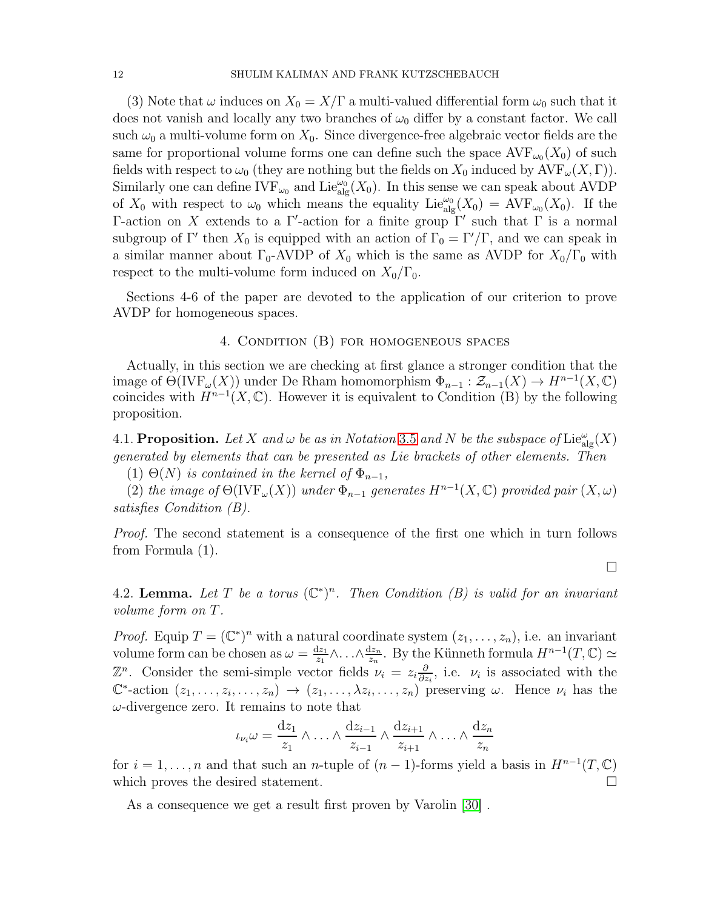(3) Note that $\omega$ induces on $X_0 = X/\Gamma$ a multi-valued differential form $\omega_0$ such that it does not vanish and locally any two branches of $\omega_0$ differ by a constant factor. We call such $\omega_0$ a multi-volume form on $X_0$. Since divergence-free algebraic vector fields are the same for proportional volume forms one can define such the space $\mathrm{AVF}_{\omega_0}(X_0)$ of such fields with respect to $\omega_0$ (they are nothing but the fields on $X_0$ induced by $\mathrm{AVF}_\omega(X, \Gamma)$). Similarly one can define $\mathrm{IVF}_{\omega_0}$ and $\mathrm{Lie}_{\mathrm{alg}}^{\omega_0}(X_0)$. In this sense we can speak about AVDP of $X_0$ with respect to $\omega_0$ which means the equality $\mathrm{Lie}_{\mathrm{alg}}^{\omega_0}(X_0) = \mathrm{AVF}_{\omega_0}(X_0)$. If the $\Gamma$-action on $X$ extends to a $\Gamma'$-action for a finite group $\Gamma'$ such that $\Gamma$ is a normal subgroup of $\Gamma'$ then $X_0$ is equipped with an action of $\Gamma_0 = \Gamma'/\Gamma$, and we can speak in a similar manner about $\Gamma_0$-AVDP of $X_0$ which is the same as AVDP for $X_0/\Gamma_0$ with respect to the multi-volume form induced on $X_0/\Gamma_0$.

Sections 4-6 of the paper are devoted to the application of our criterion to prove AVDP for homogeneous spaces.

## 4. Condition (B) for homogeneous spaces

Actually, in this section we are checking at first glance a stronger condition that the image of $\Theta(\mathrm{IVF}_\omega(X))$ under De Rham homomorphism $\Phi_{n-1} : \mathcal{Z}_{n-1}(X) \to H^{n-1}(X, \mathbb{C})$ coincides with $H^{n-1}(X, \mathbb{C})$. However it is equivalent to Condition (B) by the following proposition.

4.1. **Proposition.** *Let $X$ and $\omega$ be as in Notation 3.5 and $N$ be the subspace of $\mathrm{Lie}_{\mathrm{alg}}^{\omega}(X)$ generated by elements that can be presented as Lie brackets of other elements. Then*

*(1) $\Theta(N)$ is contained in the kernel of $\Phi_{n-1}$,*

*(2) the image of $\Theta(\mathrm{IVF}_\omega(X))$ under $\Phi_{n-1}$ generates $H^{n-1}(X, \mathbb{C})$ provided pair $(X, \omega)$ satisfies Condition (B).*

*Proof.* The second statement is a consequence of the first one which in turn follows from Formula (1). □

4.2. **Lemma.** *Let $T$ be a torus $(\mathbb{C}^*)^n$. Then Condition (B) is valid for an invariant volume form on $T$.*

*Proof.* Equip $T = (\mathbb{C}^*)^n$ with a natural coordinate system $(z_1, \ldots, z_n)$, i.e. an invariant volume form can be chosen as $\omega = \frac{\mathrm{d}z_1}{z_1} \wedge \ldots \wedge \frac{\mathrm{d}z_n}{z_n}$. By the Künneth formula $H^{n-1}(T, \mathbb{C}) \simeq \mathbb{Z}^n$. Consider the semi-simple vector fields $\nu_i = z_i \frac{\partial}{\partial z_i}$, i.e. $\nu_i$ is associated with the $\mathbb{C}^*$-action $(z_1, \ldots, z_i, \ldots, z_n) \to (z_1, \ldots, \lambda z_i, \ldots, z_n)$ preserving $\omega$. Hence $\nu_i$ has the $\omega$-divergence zero. It remains to note that

$$\iota_{\nu_i}\omega = \frac{\mathrm{d}z_1}{z_1} \wedge \ldots \wedge \frac{\mathrm{d}z_{i-1}}{z_{i-1}} \wedge \frac{\mathrm{d}z_{i+1}}{z_{i+1}} \wedge \ldots \wedge \frac{\mathrm{d}z_n}{z_n}$$

for $i = 1, \ldots, n$ and that such an $n$-tuple of $(n-1)$-forms yield a basis in $H^{n-1}(T, \mathbb{C})$ which proves the desired statement. □

As a consequence we get a result first proven by Varolin [30] .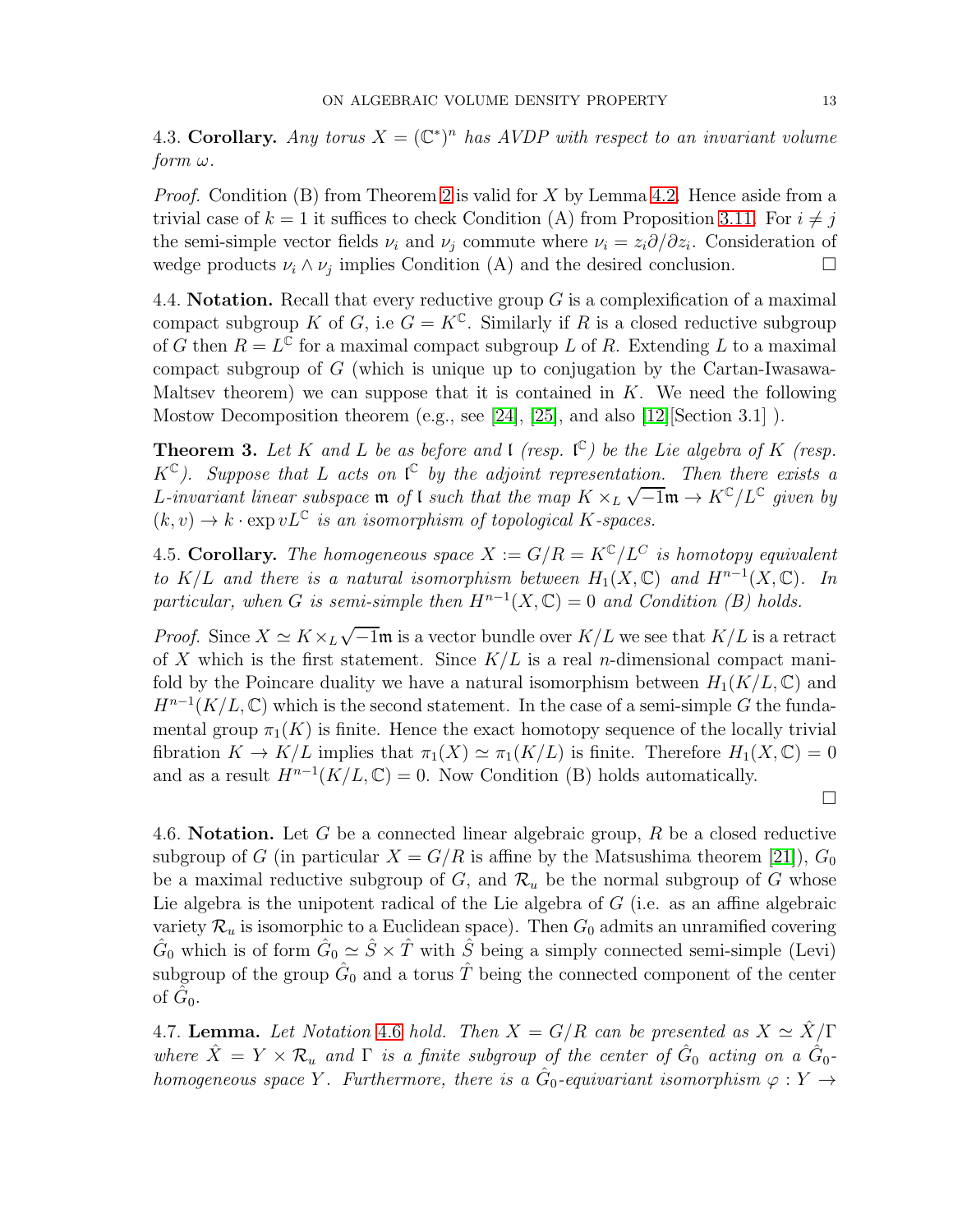4.3. **Corollary.** *Any torus $X = (\mathbb{C}^*)^n$ has AVDP with respect to an invariant volume form $\omega$.*

*Proof.* Condition (B) from Theorem 2 is valid for $X$ by Lemma 4.2. Hence aside from a trivial case of $k = 1$ it suffices to check Condition (A) from Proposition 3.11. For $i \neq j$ the semi-simple vector fields $\nu_i$ and $\nu_j$ commute where $\nu_i = z_i \partial/\partial z_i$. Consideration of wedge products $\nu_i \wedge \nu_j$ implies Condition (A) and the desired conclusion. □

4.4. **Notation.** Recall that every reductive group $G$ is a complexification of a maximal compact subgroup $K$ of $G$, i.e $G = K^{\mathbb{C}}$. Similarly if $R$ is a closed reductive subgroup of $G$ then $R = L^{\mathbb{C}}$ for a maximal compact subgroup $L$ of $R$. Extending $L$ to a maximal compact subgroup of $G$ (which is unique up to conjugation by the Cartan-Iwasawa-Maltsev theorem) we can suppose that it is contained in $K$. We need the following Mostow Decomposition theorem (e.g., see [24], [25], and also [12][Section 3.1] ).

**Theorem 3.** *Let $K$ and $L$ be as before and $\mathfrak{l}$ (resp. $\mathfrak{l}^{\mathbb{C}}$) be the Lie algebra of $K$ (resp. $K^{\mathbb{C}}$). Suppose that $L$ acts on $\mathfrak{l}^{\mathbb{C}}$ by the adjoint representation. Then there exists a $L$-invariant linear subspace $\mathfrak{m}$ of $\mathfrak{l}$ such that the map $K \times_L \sqrt{-1}\mathfrak{m} \to K^{\mathbb{C}}/L^{\mathbb{C}}$ given by $(k, v) \to k \cdot \exp vL^{\mathbb{C}}$ is an isomorphism of topological $K$-spaces.*

4.5. **Corollary.** *The homogeneous space $X := G/R = K^{\mathbb{C}}/L^C$ is homotopy equivalent to $K/L$ and there is a natural isomorphism between $H_1(X, \mathbb{C})$ and $H^{n-1}(X, \mathbb{C})$. In particular, when $G$ is semi-simple then $H^{n-1}(X, \mathbb{C}) = 0$ and Condition (B) holds.*

*Proof.* Since $X \simeq K \times_L \sqrt{-1}\mathfrak{m}$ is a vector bundle over $K/L$ we see that $K/L$ is a retract of $X$ which is the first statement. Since $K/L$ is a real $n$-dimensional compact manifold by the Poincare duality we have a natural isomorphism between $H_1(K/L, \mathbb{C})$ and $H^{n-1}(K/L, \mathbb{C})$ which is the second statement. In the case of a semi-simple $G$ the fundamental group $\pi_1(K)$ is finite. Hence the exact homotopy sequence of the locally trivial fibration $K \to K/L$ implies that $\pi_1(X) \simeq \pi_1(K/L)$ is finite. Therefore $H_1(X, \mathbb{C}) = 0$ and as a result $H^{n-1}(K/L, \mathbb{C}) = 0$. Now Condition (B) holds automatically.

□

4.6. **Notation.** Let $G$ be a connected linear algebraic group, $R$ be a closed reductive subgroup of $G$ (in particular $X = G/R$ is affine by the Matsushima theorem [21]), $G_0$ be a maximal reductive subgroup of $G$, and $\mathcal{R}_u$ be the normal subgroup of $G$ whose Lie algebra is the unipotent radical of the Lie algebra of $G$ (i.e. as an affine algebraic variety $\mathcal{R}_u$ is isomorphic to a Euclidean space). Then $G_0$ admits an unramified covering $\hat{G}_0$ which is of form $\hat{G}_0 \simeq \hat{S} \times \hat{T}$ with $\hat{S}$ being a simply connected semi-simple (Levi) subgroup of the group $\hat{G}_0$ and a torus $\hat{T}$ being the connected component of the center of $\hat{G}_0$.

4.7. **Lemma.** *Let Notation 4.6 hold. Then $X = G/R$ can be presented as $X \simeq \hat{X}/\Gamma$ where $\hat{X} = Y \times \mathcal{R}_u$ and $\Gamma$ is a finite subgroup of the center of $\hat{G}_0$ acting on a $\hat{G}_0$-homogeneous space $Y$. Furthermore, there is a $\hat{G}_0$-equivariant isomorphism $\varphi : Y \to$*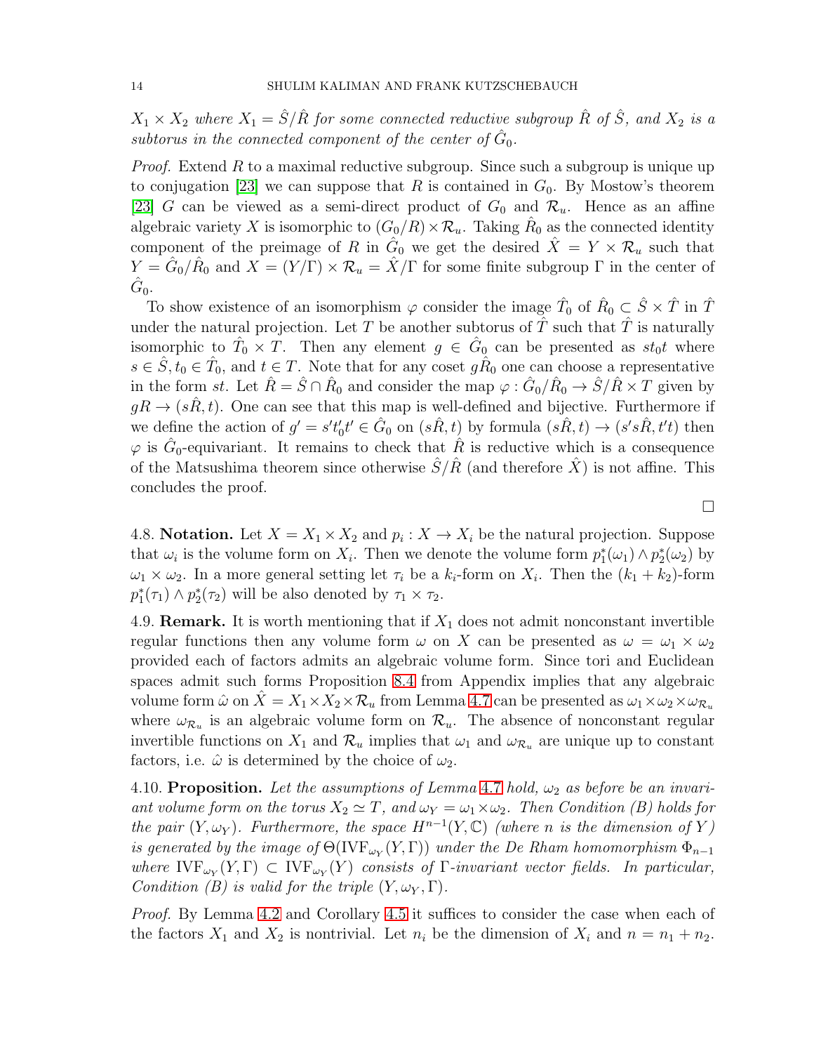*$X_1 \times X_2$ where $X_1 = \hat{S}/\hat{R}$ for some connected reductive subgroup $\hat{R}$ of $\hat{S}$, and $X_2$ is a subtorus in the connected component of the center of $\hat{G}_0$.*

*Proof.* Extend $R$ to a maximal reductive subgroup. Since such a subgroup is unique up to conjugation [23] we can suppose that $R$ is contained in $G_0$. By Mostow's theorem [23] $G$ can be viewed as a semi-direct product of $G_0$ and $\mathcal{R}_u$. Hence as an affine algebraic variety $X$ is isomorphic to $(G_0/R) \times \mathcal{R}_u$. Taking $\hat{R}_0$ as the connected identity component of the preimage of $R$ in $\hat{G}_0$ we get the desired $\hat{X} = Y \times \mathcal{R}_u$ such that $Y = \hat{G}_0/\hat{R}_0$ and $X = (Y/\Gamma) \times \mathcal{R}_u = \hat{X}/\Gamma$ for some finite subgroup $\Gamma$ in the center of $\hat{G}_0$.

To show existence of an isomorphism $\varphi$ consider the image $\hat{T}_0$ of $\hat{R}_0 \subset \hat{S} \times \hat{T}$ in $\hat{T}$ under the natural projection. Let $T$ be another subtorus of $\hat{T}$ such that $\hat{T}$ is naturally isomorphic to $\hat{T}_0 \times T$. Then any element $g \in \hat{G}_0$ can be presented as $st_0t$ where $s \in \hat{S}, t_0 \in \hat{T}_0$, and $t \in T$. Note that for any coset $g\hat{R}_0$ one can choose a representative in the form $st$. Let $\hat{R} = \hat{S} \cap \hat{R}_0$ and consider the map $\varphi : \hat{G}_0/\hat{R}_0 \to \hat{S}/\hat{R} \times T$ given by $gR \to (s\hat{R}, t)$. One can see that this map is well-defined and bijective. Furthermore if we define the action of $g' = s't'_0t' \in \hat{G}_0$ on $(s\hat{R}, t)$ by formula $(s\hat{R}, t) \to (s's\hat{R}, t't)$ then $\varphi$ is $\hat{G}_0$-equivariant. It remains to check that $\hat{R}$ is reductive which is a consequence of the Matsushima theorem since otherwise $\hat{S}/\hat{R}$ (and therefore $\hat{X}$) is not affine. This concludes the proof.

∎

4.8. **Notation.** Let $X = X_1 \times X_2$ and $p_i : X \to X_i$ be the natural projection. Suppose that $\omega_i$ is the volume form on $X_i$. Then we denote the volume form $p_1^*(\omega_1) \wedge p_2^*(\omega_2)$ by $\omega_1 \times \omega_2$. In a more general setting let $\tau_i$ be a $k_i$-form on $X_i$. Then the $(k_1 + k_2)$-form $p_1^*(\tau_1) \wedge p_2^*(\tau_2)$ will be also denoted by $\tau_1 \times \tau_2$.

4.9. **Remark.** It is worth mentioning that if $X_1$ does not admit nonconstant invertible regular functions then any volume form $\omega$ on $X$ can be presented as $\omega = \omega_1 \times \omega_2$ provided each of factors admits an algebraic volume form. Since tori and Euclidean spaces admit such forms Proposition 8.4 from Appendix implies that any algebraic volume form $\hat{\omega}$ on $\hat{X} = X_1 \times X_2 \times \mathcal{R}_u$ from Lemma 4.7 can be presented as $\omega_1 \times \omega_2 \times \omega_{\mathcal{R}_u}$ where $\omega_{\mathcal{R}_u}$ is an algebraic volume form on $\mathcal{R}_u$. The absence of nonconstant regular invertible functions on $X_1$ and $\mathcal{R}_u$ implies that $\omega_1$ and $\omega_{\mathcal{R}_u}$ are unique up to constant factors, i.e. $\hat{\omega}$ is determined by the choice of $\omega_2$.

4.10. **Proposition.** *Let the assumptions of Lemma 4.7 hold, $\omega_2$ as before be an invariant volume form on the torus $X_2 \simeq T$, and $\omega_Y = \omega_1 \times \omega_2$. Then Condition (B) holds for the pair $(Y, \omega_Y)$. Furthermore, the space $H^{n-1}(Y, \mathbb{C})$ (where $n$ is the dimension of $Y$) is generated by the image of $\Theta(\mathrm{IVF}_{\omega_Y}(Y, \Gamma))$ under the De Rham homomorphism $\Phi_{n-1}$ where $\mathrm{IVF}_{\omega_Y}(Y, \Gamma) \subset \mathrm{IVF}_{\omega_Y}(Y)$ consists of $\Gamma$-invariant vector fields. In particular, Condition (B) is valid for the triple $(Y, \omega_Y, \Gamma)$.*

*Proof.* By Lemma 4.2 and Corollary 4.5 it suffices to consider the case when each of the factors $X_1$ and $X_2$ is nontrivial. Let $n_i$ be the dimension of $X_i$ and $n = n_1 + n_2$.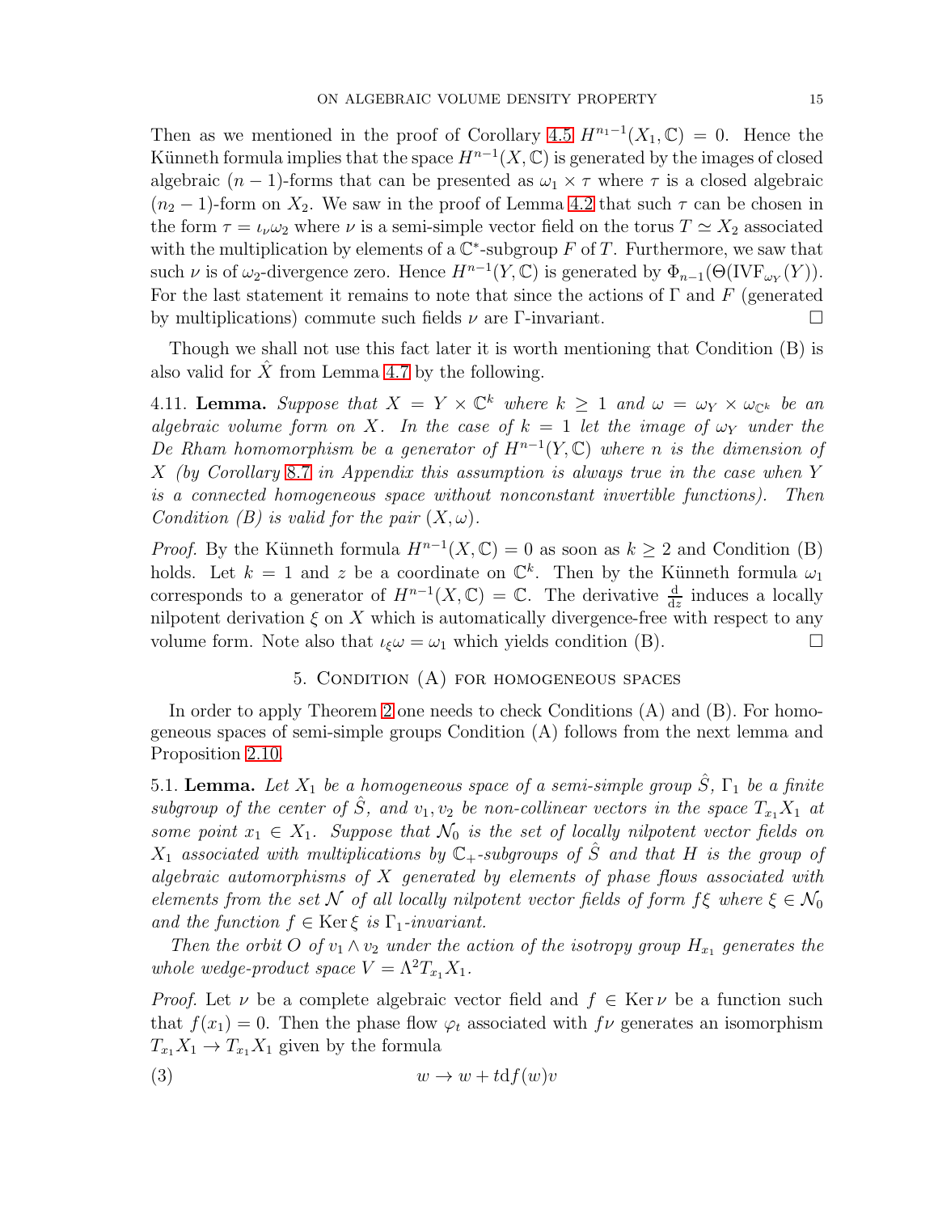Then as we mentioned in the proof of Corollary 4.5 $H^{n_1-1}(X_1,\mathbb{C}) = 0$. Hence the Künneth formula implies that the space $H^{n-1}(X,\mathbb{C})$ is generated by the images of closed algebraic $(n-1)$-forms that can be presented as $\omega_1 \times \tau$ where $\tau$ is a closed algebraic $(n_2-1)$-form on $X_2$. We saw in the proof of Lemma 4.2 that such $\tau$ can be chosen in the form $\tau = \iota_\nu \omega_2$ where $\nu$ is a semi-simple vector field on the torus $T \simeq X_2$ associated with the multiplication by elements of a $\mathbb{C}^*$-subgroup $F$ of $T$. Furthermore, we saw that such $\nu$ is of $\omega_2$-divergence zero. Hence $H^{n-1}(Y,\mathbb{C})$ is generated by $\Phi_{n-1}(\Theta(\mathrm{IVF}_{\omega_Y}(Y))$. For the last statement it remains to note that since the actions of $\Gamma$ and $F$ (generated by multiplications) commute such fields $\nu$ are $\Gamma$-invariant. □

Though we shall not use this fact later it is worth mentioning that Condition (B) is also valid for $\hat{X}$ from Lemma 4.7 by the following.

4.11. **Lemma.** *Suppose that $X = Y \times \mathbb{C}^k$ where $k \geq 1$ and $\omega = \omega_Y \times \omega_{\mathbb{C}^k}$ be an algebraic volume form on $X$. In the case of $k = 1$ let the image of $\omega_Y$ under the De Rham homomorphism be a generator of $H^{n-1}(Y,\mathbb{C})$ where $n$ is the dimension of $X$ (by Corollary 8.7 in Appendix this assumption is always true in the case when $Y$ is a connected homogeneous space without nonconstant invertible functions). Then Condition (B) is valid for the pair $(X,\omega)$.*

*Proof.* By the Künneth formula $H^{n-1}(X,\mathbb{C}) = 0$ as soon as $k \geq 2$ and Condition (B) holds. Let $k = 1$ and $z$ be a coordinate on $\mathbb{C}^k$. Then by the Künneth formula $\omega_1$ corresponds to a generator of $H^{n-1}(X,\mathbb{C}) = \mathbb{C}$. The derivative $\frac{\mathrm{d}}{\mathrm{d}z}$ induces a locally nilpotent derivation $\xi$ on $X$ which is automatically divergence-free with respect to any volume form. Note also that $\iota_\xi \omega = \omega_1$ which yields condition (B). □

## 5. Condition (A) for homogeneous spaces

In order to apply Theorem 2 one needs to check Conditions (A) and (B). For homogeneous spaces of semi-simple groups Condition (A) follows from the next lemma and Proposition 2.10.

5.1. **Lemma.** *Let $X_1$ be a homogeneous space of a semi-simple group $\hat{S}$, $\Gamma_1$ be a finite subgroup of the center of $\hat{S}$, and $v_1, v_2$ be non-collinear vectors in the space $T_{x_1}X_1$ at some point $x_1 \in X_1$. Suppose that $\mathcal{N}_0$ is the set of locally nilpotent vector fields on $X_1$ associated with multiplications by $\mathbb{C}_+$-subgroups of $\hat{S}$ and that $H$ is the group of algebraic automorphisms of $X$ generated by elements of phase flows associated with elements from the set $\mathcal{N}$ of all locally nilpotent vector fields of form $f\xi$ where $\xi \in \mathcal{N}_0$ and the function $f \in \operatorname{Ker} \xi$ is $\Gamma_1$-invariant.*

*Then the orbit $O$ of $v_1 \wedge v_2$ under the action of the isotropy group $H_{x_1}$ generates the whole wedge-product space $V = \Lambda^2 T_{x_1}X_1$.*

*Proof.* Let $\nu$ be a complete algebraic vector field and $f \in \operatorname{Ker} \nu$ be a function such that $f(x_1) = 0$. Then the phase flow $\varphi_t$ associated with $f\nu$ generates an isomorphism $T_{x_1}X_1 \to T_{x_1}X_1$ given by the formula

$$w \to w + t\mathrm{d}f(w)v \tag{3}$$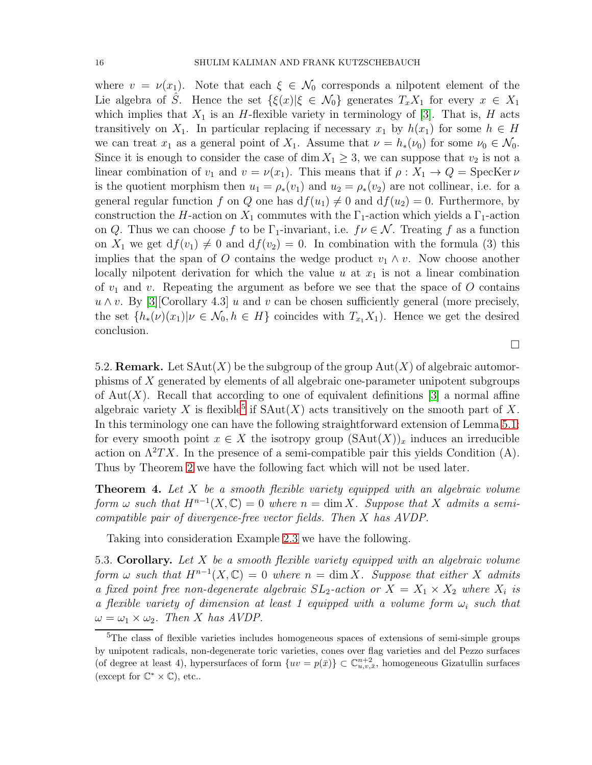where $v = \nu(x_1)$. Note that each $\xi \in \mathcal{N}_0$ corresponds a nilpotent element of the Lie algebra of $\hat{S}$. Hence the set $\{\xi(x) | \xi \in \mathcal{N}_0\}$ generates $T_x X_1$ for every $x \in X_1$ which implies that $X_1$ is an $H$-flexible variety in terminology of [3]. That is, $H$ acts transitively on $X_1$. In particular replacing if necessary $x_1$ by $h(x_1)$ for some $h \in H$ we can treat $x_1$ as a general point of $X_1$. Assume that $\nu = h_*(\nu_0)$ for some $\nu_0 \in \mathcal{N}_0$. Since it is enough to consider the case of $\dim X_1 \geq 3$, we can suppose that $v_2$ is not a linear combination of $v_1$ and $v = \nu(x_1)$. This means that if $\rho : X_1 \to Q = \operatorname{Spec} \operatorname{Ker} \nu$ is the quotient morphism then $u_1 = \rho_*(v_1)$ and $u_2 = \rho_*(v_2)$ are not collinear, i.e. for a general regular function $f$ on $Q$ one has $\mathrm{d}f(u_1) \neq 0$ and $\mathrm{d}f(u_2) = 0$. Furthermore, by construction the $H$-action on $X_1$ commutes with the $\Gamma_1$-action which yields a $\Gamma_1$-action on $Q$. Thus we can choose $f$ to be $\Gamma_1$-invariant, i.e. $f\nu \in \mathcal{N}$. Treating $f$ as a function on $X_1$ we get $\mathrm{d}f(v_1) \neq 0$ and $\mathrm{d}f(v_2) = 0$. In combination with the formula (3) this implies that the span of $O$ contains the wedge product $v_1 \wedge v$. Now choose another locally nilpotent derivation for which the value $u$ at $x_1$ is not a linear combination of $v_1$ and $v$. Repeating the argument as before we see that the space of $O$ contains $u \wedge v$. By [3][Corollary 4.3] $u$ and $v$ can be chosen sufficiently general (more precisely, the set $\{h_*(\nu)(x_1) | \nu \in \mathcal{N}_0, h \in H\}$ coincides with $T_{x_1} X_1$). Hence we get the desired conclusion.

□

5.2. **Remark.** Let $\mathrm{SAut}(X)$ be the subgroup of the group $\mathrm{Aut}(X)$ of algebraic automorphisms of $X$ generated by elements of all algebraic one-parameter unipotent subgroups of $\mathrm{Aut}(X)$. Recall that according to one of equivalent definitions [3] a normal affine algebraic variety $X$ is flexible[5] if $\mathrm{SAut}(X)$ acts transitively on the smooth part of $X$. In this terminology one can have the following straightforward extension of Lemma 5.1: for every smooth point $x \in X$ the isotropy group $(\mathrm{SAut}(X))_x$ induces an irreducible action on $\Lambda^2 TX$. In the presence of a semi-compatible pair this yields Condition (A). Thus by Theorem 2 we have the following fact which will not be used later.

**Theorem 4.** *Let $X$ be a smooth flexible variety equipped with an algebraic volume form $\omega$ such that $H^{n-1}(X, \mathbb{C}) = 0$ where $n = \dim X$. Suppose that $X$ admits a semi-compatible pair of divergence-free vector fields. Then $X$ has AVDP.*

Taking into consideration Example 2.3 we have the following.

5.3. **Corollary.** *Let $X$ be a smooth flexible variety equipped with an algebraic volume form $\omega$ such that $H^{n-1}(X, \mathbb{C}) = 0$ where $n = \dim X$. Suppose that either $X$ admits a fixed point free non-degenerate algebraic $SL_2$-action or $X = X_1 \times X_2$ where $X_i$ is a flexible variety of dimension at least 1 equipped with a volume form $\omega_i$ such that $\omega = \omega_1 \times \omega_2$. Then $X$ has AVDP.*

---

[5] The class of flexible varieties includes homogeneous spaces of extensions of semi-simple groups by unipotent radicals, non-degenerate toric varieties, cones over flag varieties and del Pezzo surfaces (of degree at least 4), hypersurfaces of form $\{uv = p(\bar{x})\} \subset \mathbb{C}^{n+2}_{u,v,\bar{x}}$, homogeneous Gizatullin surfaces (except for $\mathbb{C}^* \times \mathbb{C}$), etc..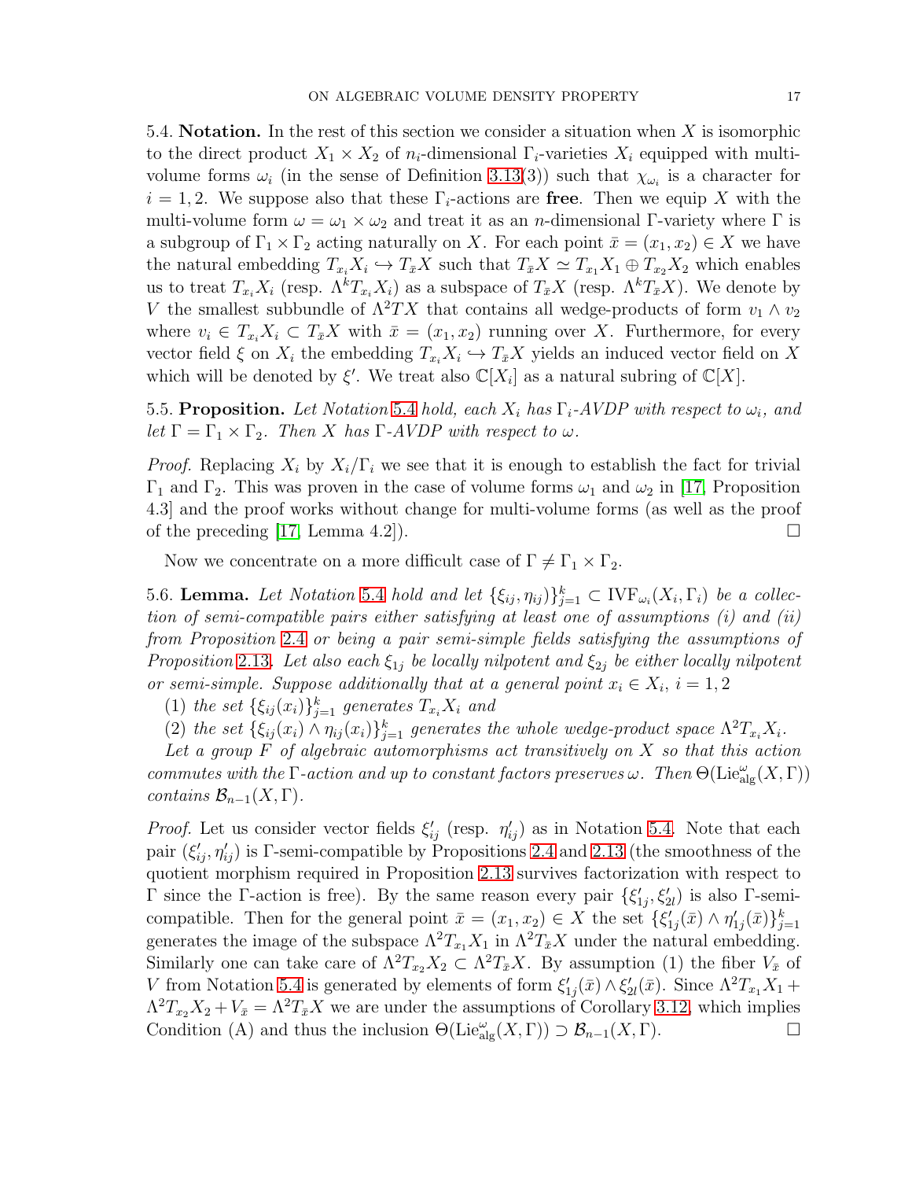5.4. **Notation.** In the rest of this section we consider a situation when $X$ is isomorphic to the direct product $X_1 \times X_2$ of $n_i$-dimensional $\Gamma_i$-varieties $X_i$ equipped with multi-volume forms $\omega_i$ (in the sense of Definition 3.13(3)) such that $\chi_{\omega_i}$ is a character for $i = 1, 2$. We suppose also that these $\Gamma_i$-actions are **free**. Then we equip $X$ with the multi-volume form $\omega = \omega_1 \times \omega_2$ and treat it as an $n$-dimensional $\Gamma$-variety where $\Gamma$ is a subgroup of $\Gamma_1 \times \Gamma_2$ acting naturally on $X$. For each point $\bar{x} = (x_1, x_2) \in X$ we have the natural embedding $T_{x_i}X_i \hookrightarrow T_{\bar{x}}X$ such that $T_{\bar{x}}X \simeq T_{x_1}X_1 \oplus T_{x_2}X_2$ which enables us to treat $T_{x_i}X_i$ (resp. $\Lambda^k T_{x_i}X_i$) as a subspace of $T_{\bar{x}}X$ (resp. $\Lambda^k T_{\bar{x}}X$). We denote by $V$ the smallest subbundle of $\Lambda^2 TX$ that contains all wedge-products of form $v_1 \wedge v_2$ where $v_i \in T_{x_i}X_i \subset T_{\bar{x}}X$ with $\bar{x} = (x_1, x_2)$ running over $X$. Furthermore, for every vector field $\xi$ on $X_i$ the embedding $T_{x_i}X_i \hookrightarrow T_{\bar{x}}X$ yields an induced vector field on $X$ which will be denoted by $\xi'$. We treat also $\mathbb{C}[X_i]$ as a natural subring of $\mathbb{C}[X]$.

5.5. **Proposition.** *Let Notation 5.4 hold, each $X_i$ has $\Gamma_i$-AVDP with respect to $\omega_i$, and let $\Gamma = \Gamma_1 \times \Gamma_2$. Then $X$ has $\Gamma$-AVDP with respect to $\omega$.*

*Proof.* Replacing $X_i$ by $X_i/\Gamma_i$ we see that it is enough to establish the fact for trivial $\Gamma_1$ and $\Gamma_2$. This was proven in the case of volume forms $\omega_1$ and $\omega_2$ in [17, Proposition 4.3] and the proof works without change for multi-volume forms (as well as the proof of the preceding [17, Lemma 4.2]). □

Now we concentrate on a more difficult case of $\Gamma \neq \Gamma_1 \times \Gamma_2$.

5.6. **Lemma.** *Let Notation 5.4 hold and let $\{\xi_{ij}, \eta_{ij})\}_{j=1}^k \subset \mathrm{IVF}_{\omega_i}(X_i, \Gamma_i)$ be a collection of semi-compatible pairs either satisfying at least one of assumptions (i) and (ii) from Proposition 2.4 or being a pair semi-simple fields satisfying the assumptions of Proposition 2.13. Let also each $\xi_{1j}$ be locally nilpotent and $\xi_{2j}$ be either locally nilpotent or semi-simple. Suppose additionally that at a general point $x_i \in X_i$, $i = 1, 2$*

(1) *the set $\{\xi_{ij}(x_i)\}_{j=1}^k$ generates $T_{x_i}X_i$ and*

(2) *the set $\{\xi_{ij}(x_i) \wedge \eta_{ij}(x_i)\}_{j=1}^k$ generates the whole wedge-product space $\Lambda^2 T_{x_i}X_i$.*

*Let a group $F$ of algebraic automorphisms act transitively on $X$ so that this action commutes with the $\Gamma$-action and up to constant factors preserves $\omega$. Then $\Theta(\mathrm{Lie}^{\omega}_{\mathrm{alg}}(X, \Gamma))$ contains $\mathcal{B}_{n-1}(X, \Gamma)$.*

*Proof.* Let us consider vector fields $\xi'_{ij}$ (resp. $\eta'_{ij}$) as in Notation 5.4. Note that each pair $(\xi'_{ij}, \eta'_{ij})$ is $\Gamma$-semi-compatible by Propositions 2.4 and 2.13 (the smoothness of the quotient morphism required in Proposition 2.13 survives factorization with respect to $\Gamma$ since the $\Gamma$-action is free). By the same reason every pair $\{\xi'_{1j}, \xi'_{2l})$ is also $\Gamma$-semi-compatible. Then for the general point $\bar{x} = (x_1, x_2) \in X$ the set $\{\xi'_{1j}(\bar{x}) \wedge \eta'_{1j}(\bar{x})\}_{j=1}^k$ generates the image of the subspace $\Lambda^2 T_{x_1}X_1$ in $\Lambda^2 T_{\bar{x}}X$ under the natural embedding. Similarly one can take care of $\Lambda^2 T_{x_2}X_2 \subset \Lambda^2 T_{\bar{x}}X$. By assumption (1) the fiber $V_{\bar{x}}$ of $V$ from Notation 5.4 is generated by elements of form $\xi'_{1j}(\bar{x}) \wedge \xi'_{2l}(\bar{x})$. Since $\Lambda^2 T_{x_1}X_1 + \Lambda^2 T_{x_2}X_2 + V_{\bar{x}} = \Lambda^2 T_{\bar{x}}X$ we are under the assumptions of Corollary 3.12, which implies Condition (A) and thus the inclusion $\Theta(\mathrm{Lie}^{\omega}_{\mathrm{alg}}(X, \Gamma)) \supset \mathcal{B}_{n-1}(X, \Gamma)$. □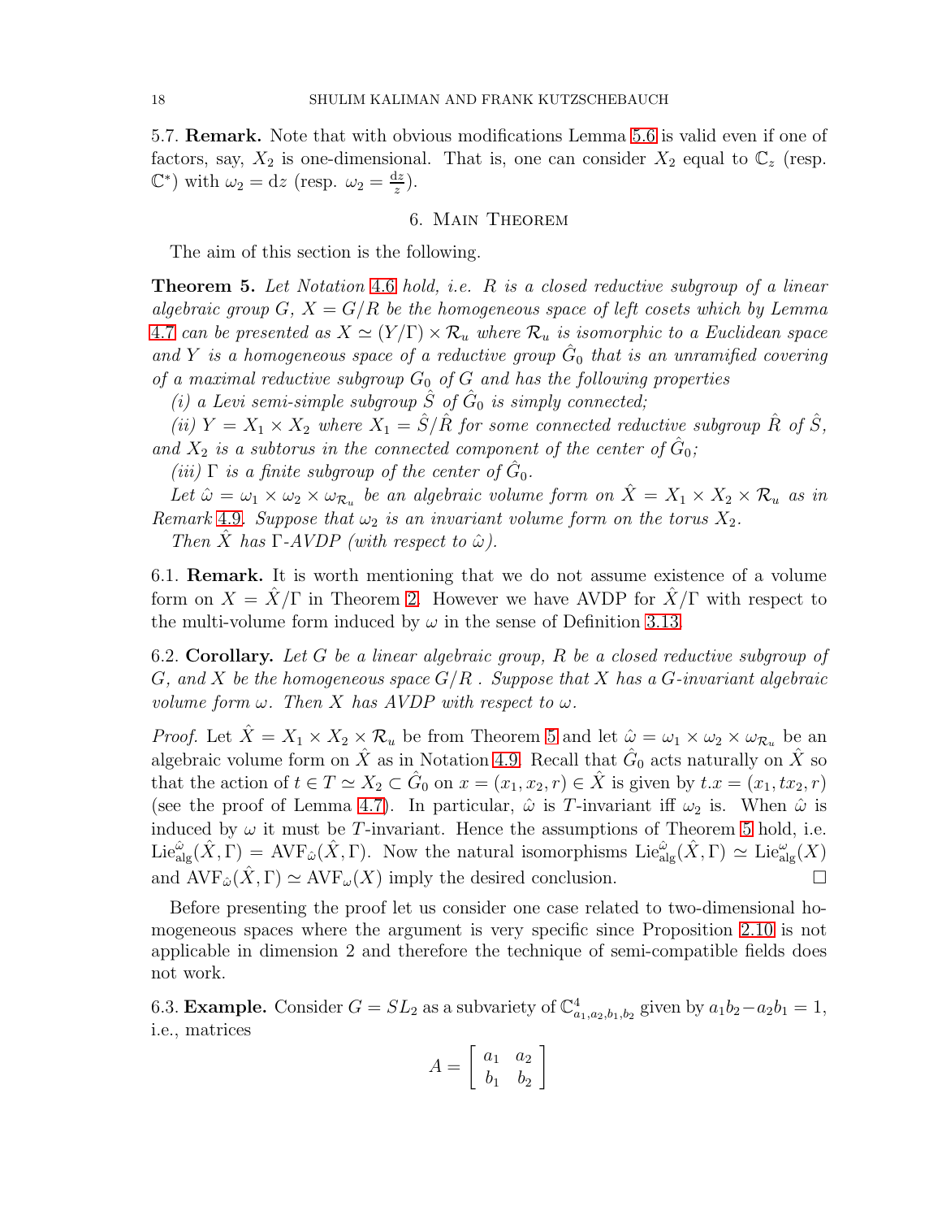5.7. **Remark.** Note that with obvious modifications Lemma 5.6 is valid even if one of factors, say, $X_2$ is one-dimensional. That is, one can consider $X_2$ equal to $\mathbb{C}_z$ (resp. $\mathbb{C}^*$) with $\omega_2 = \mathrm{d}z$ (resp. $\omega_2 = \frac{\mathrm{d}z}{z}$).

## 6. Main Theorem

The aim of this section is the following.

**Theorem 5.** *Let Notation 4.6 hold, i.e. $R$ is a closed reductive subgroup of a linear algebraic group $G$, $X = G/R$ be the homogeneous space of left cosets which by Lemma 4.7 can be presented as $X \simeq (Y/\Gamma) \times \mathcal{R}_u$ where $\mathcal{R}_u$ is isomorphic to a Euclidean space and $Y$ is a homogeneous space of a reductive group $\hat{G}_0$ that is an unramified covering of a maximal reductive subgroup $G_0$ of $G$ and has the following properties*

*(i) a Levi semi-simple subgroup $\hat{S}$ of $\hat{G}_0$ is simply connected;*

*(ii) $Y = X_1 \times X_2$ where $X_1 = \hat{S}/\hat{R}$ for some connected reductive subgroup $\hat{R}$ of $\hat{S}$, and $X_2$ is a subtorus in the connected component of the center of $\hat{G}_0$;*

*(iii) $\Gamma$ is a finite subgroup of the center of $\hat{G}_0$.*

*Let $\hat{\omega} = \omega_1 \times \omega_2 \times \omega_{\mathcal{R}_u}$ be an algebraic volume form on $\hat{X} = X_1 \times X_2 \times \mathcal{R}_u$ as in Remark 4.9. Suppose that $\omega_2$ is an invariant volume form on the torus $X_2$.*

*Then $\hat{X}$ has $\Gamma$-AVDP (with respect to $\hat{\omega}$).*

6.1. **Remark.** It is worth mentioning that we do not assume existence of a volume form on $X = \hat{X}/\Gamma$ in Theorem 2. However we have AVDP for $\hat{X}/\Gamma$ with respect to the multi-volume form induced by $\omega$ in the sense of Definition 3.13.

6.2. **Corollary.** *Let $G$ be a linear algebraic group, $R$ be a closed reductive subgroup of $G$, and $X$ be the homogeneous space $G/R$ . Suppose that $X$ has a $G$-invariant algebraic volume form $\omega$. Then $X$ has AVDP with respect to $\omega$.*

*Proof.* Let $\hat{X} = X_1 \times X_2 \times \mathcal{R}_u$ be from Theorem 5 and let $\hat{\omega} = \omega_1 \times \omega_2 \times \omega_{\mathcal{R}_u}$ be an algebraic volume form on $\hat{X}$ as in Notation 4.9. Recall that $\hat{G}_0$ acts naturally on $\hat{X}$ so that the action of $t \in T \simeq X_2 \subset \hat{G}_0$ on $x = (x_1, x_2, r) \in \hat{X}$ is given by $t.x = (x_1, tx_2, r)$ (see the proof of Lemma 4.7). In particular, $\hat{\omega}$ is $T$-invariant iff $\omega_2$ is. When $\hat{\omega}$ is induced by $\omega$ it must be $T$-invariant. Hence the assumptions of Theorem 5 hold, i.e. $\mathrm{Lie}^{\hat{\omega}}_{\mathrm{alg}}(\hat{X}, \Gamma) = \mathrm{AVF}_{\hat{\omega}}(\hat{X}, \Gamma)$. Now the natural isomorphisms $\mathrm{Lie}^{\hat{\omega}}_{\mathrm{alg}}(\hat{X}, \Gamma) \simeq \mathrm{Lie}^{\omega}_{\mathrm{alg}}(X)$ and $\mathrm{AVF}_{\hat{\omega}}(\hat{X}, \Gamma) \simeq \mathrm{AVF}_{\omega}(X)$ imply the desired conclusion. $\square$

Before presenting the proof let us consider one case related to two-dimensional homogeneous spaces where the argument is very specific since Proposition 2.10 is not applicable in dimension 2 and therefore the technique of semi-compatible fields does not work.

6.3. **Example.** Consider $G = SL_2$ as a subvariety of $\mathbb{C}^4_{a_1,a_2,b_1,b_2}$ given by $a_1b_2 - a_2b_1 = 1$, i.e., matrices

$$A = \begin{bmatrix} a_1 & a_2 \\ b_1 & b_2 \end{bmatrix}$$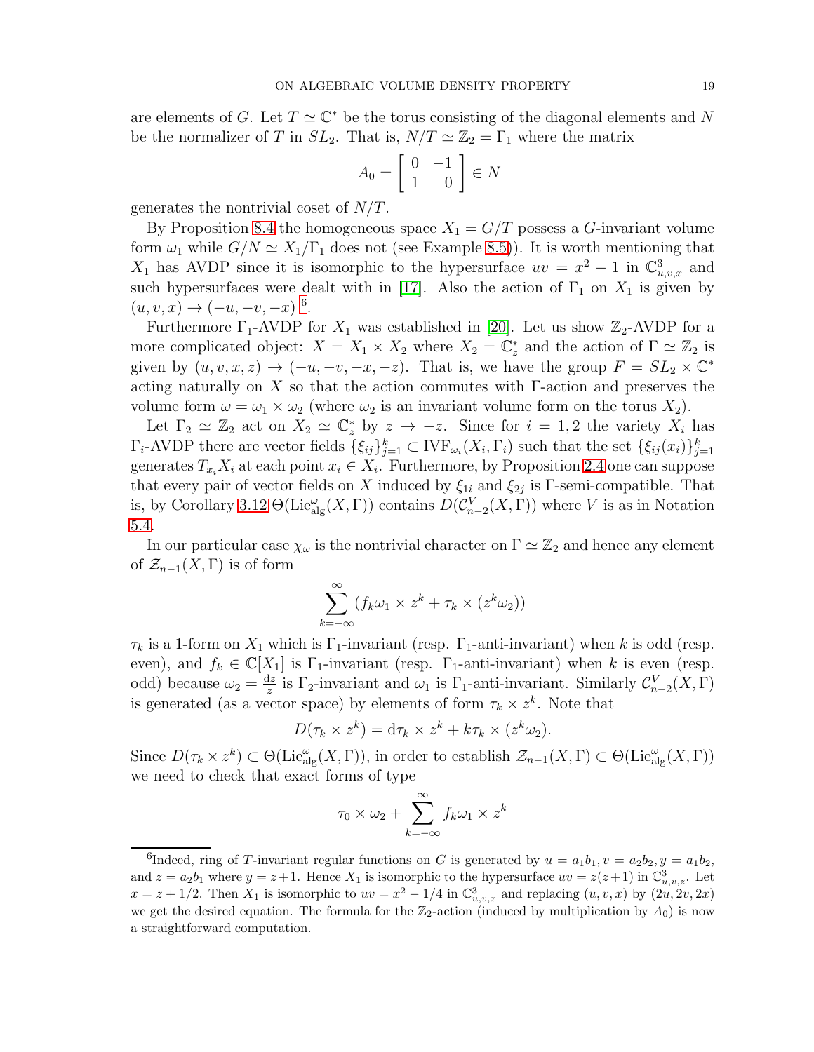are elements of $G$. Let $T \simeq \mathbb{C}^*$ be the torus consisting of the diagonal elements and $N$ be the normalizer of $T$ in $SL_2$. That is, $N/T \simeq \mathbb{Z}_2 = \Gamma_1$ where the matrix

$$A_0 = \begin{bmatrix} 0 & -1 \\ 1 & 0 \end{bmatrix} \in N$$

generates the nontrivial coset of $N/T$.

By Proposition 8.4 the homogeneous space $X_1 = G/T$ possess a $G$-invariant volume form $\omega_1$ while $G/N \simeq X_1/\Gamma_1$ does not (see Example 8.5)). It is worth mentioning that $X_1$ has AVDP since it is isomorphic to the hypersurface $uv = x^2 - 1$ in $\mathbb{C}^3_{u,v,x}$ and such hypersurfaces were dealt with in [17]. Also the action of $\Gamma_1$ on $X_1$ is given by $(u, v, x) \to (-u, -v, -x)$ [6].

Furthermore $\Gamma_1$-AVDP for $X_1$ was established in [20]. Let us show $\mathbb{Z}_2$-AVDP for a more complicated object: $X = X_1 \times X_2$ where $X_2 = \mathbb{C}^*_z$ and the action of $\Gamma \simeq \mathbb{Z}_2$ is given by $(u, v, x, z) \to (-u, -v, -x, -z)$. That is, we have the group $F = SL_2 \times \mathbb{C}^*$ acting naturally on $X$ so that the action commutes with $\Gamma$-action and preserves the volume form $\omega = \omega_1 \times \omega_2$ (where $\omega_2$ is an invariant volume form on the torus $X_2$).

Let $\Gamma_2 \simeq \mathbb{Z}_2$ act on $X_2 \simeq \mathbb{C}^*_z$ by $z \to -z$. Since for $i = 1, 2$ the variety $X_i$ has $\Gamma_i$-AVDP there are vector fields $\{\xi_{ij}\}_{j=1}^k \subset \mathrm{IVF}_{\omega_i}(X_i, \Gamma_i)$ such that the set $\{\xi_{ij}(x_i)\}_{j=1}^k$ generates $T_{x_i}X_i$ at each point $x_i \in X_i$. Furthermore, by Proposition 2.4 one can suppose that every pair of vector fields on $X$ induced by $\xi_{1i}$ and $\xi_{2j}$ is $\Gamma$-semi-compatible. That is, by Corollary 3.12 $\Theta(\mathrm{Lie}^{\omega}_{\mathrm{alg}}(X, \Gamma))$ contains $D(\mathcal{C}^V_{n-2}(X, \Gamma))$ where $V$ is as in Notation 5.4.

In our particular case $\chi_\omega$ is the nontrivial character on $\Gamma \simeq \mathbb{Z}_2$ and hence any element of $\mathcal{Z}_{n-1}(X, \Gamma)$ is of form

$$\sum_{k=-\infty}^{\infty} (f_k \omega_1 \times z^k + \tau_k \times (z^k \omega_2))$$

$\tau_k$ is a 1-form on $X_1$ which is $\Gamma_1$-invariant (resp. $\Gamma_1$-anti-invariant) when $k$ is odd (resp. even), and $f_k \in \mathbb{C}[X_1]$ is $\Gamma_1$-invariant (resp. $\Gamma_1$-anti-invariant) when $k$ is even (resp. odd) because $\omega_2 = \frac{\mathrm{d}z}{z}$ is $\Gamma_2$-invariant and $\omega_1$ is $\Gamma_1$-anti-invariant. Similarly $\mathcal{C}^V_{n-2}(X, \Gamma)$ is generated (as a vector space) by elements of form $\tau_k \times z^k$. Note that

$$D(\tau_k \times z^k) = \mathrm{d}\tau_k \times z^k + k\tau_k \times (z^k \omega_2).$$

Since $D(\tau_k \times z^k) \subset \Theta(\mathrm{Lie}^{\omega}_{\mathrm{alg}}(X, \Gamma))$, in order to establish $\mathcal{Z}_{n-1}(X, \Gamma) \subset \Theta(\mathrm{Lie}^{\omega}_{\mathrm{alg}}(X, \Gamma))$ we need to check that exact forms of type

$$\tau_0 \times \omega_2 + \sum_{k=-\infty}^{\infty} f_k \omega_1 \times z^k$$

[6] Indeed, ring of $T$-invariant regular functions on $G$ is generated by $u = a_1 b_1, v = a_2 b_2, y = a_1 b_2$, and $z = a_2 b_1$ where $y = z + 1$. Hence $X_1$ is isomorphic to the hypersurface $uv = z(z+1)$ in $\mathbb{C}^3_{u,v,z}$. Let $x = z + 1/2$. Then $X_1$ is isomorphic to $uv = x^2 - 1/4$ in $\mathbb{C}^3_{u,v,x}$ and replacing $(u, v, x)$ by $(2u, 2v, 2x)$ we get the desired equation. The formula for the $\mathbb{Z}_2$-action (induced by multiplication by $A_0$) is now a straightforward computation.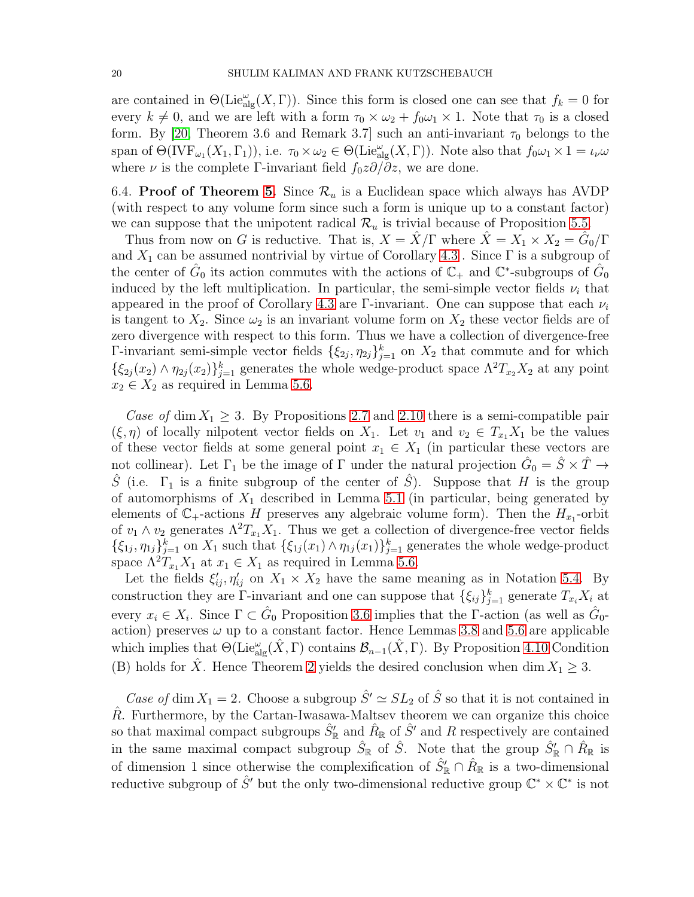are contained in $\Theta(\mathrm{Lie}^{\omega}_{\mathrm{alg}}(X,\Gamma))$. Since this form is closed one can see that $f_k = 0$ for every $k \neq 0$, and we are left with a form $\tau_0 \times \omega_2 + f_0 \omega_1 \times 1$. Note that $\tau_0$ is a closed form. By [20, Theorem 3.6 and Remark 3.7] such an anti-invariant $\tau_0$ belongs to the span of $\Theta(\mathrm{IVF}_{\omega_1}(X_1, \Gamma_1))$, i.e. $\tau_0 \times \omega_2 \in \Theta(\mathrm{Lie}^{\omega}_{\mathrm{alg}}(X,\Gamma))$. Note also that $f_0 \omega_1 \times 1 = \iota_\nu \omega$ where $\nu$ is the complete $\Gamma$-invariant field $f_0 z \partial / \partial z$, we are done.

6.4. **Proof of Theorem 5.** Since $\mathcal{R}_u$ is a Euclidean space which always has AVDP (with respect to any volume form since such a form is unique up to a constant factor) we can suppose that the unipotent radical $\mathcal{R}_u$ is trivial because of Proposition 5.5.

Thus from now on $G$ is reductive. That is, $X = \hat{X}/\Gamma$ where $\hat{X} = X_1 \times X_2 = \hat{G}_0/\Gamma$ and $X_1$ can be assumed nontrivial by virtue of Corollary 4.3. Since $\Gamma$ is a subgroup of the center of $\hat{G}_0$ its action commutes with the actions of $\mathbb{C}_+$ and $\mathbb{C}^*$-subgroups of $\hat{G}_0$ induced by the left multiplication. In particular, the semi-simple vector fields $\nu_i$ that appeared in the proof of Corollary 4.3 are $\Gamma$-invariant. One can suppose that each $\nu_i$ is tangent to $X_2$. Since $\omega_2$ is an invariant volume form on $X_2$ these vector fields are of zero divergence with respect to this form. Thus we have a collection of divergence-free $\Gamma$-invariant semi-simple vector fields $\{\xi_{2j}, \eta_{2j}\}_{j=1}^k$ on $X_2$ that commute and for which $\{\xi_{2j}(x_2) \wedge \eta_{2j}(x_2)\}_{j=1}^k$ generates the whole wedge-product space $\Lambda^2 T_{x_2} X_2$ at any point $x_2 \in X_2$ as required in Lemma 5.6.

*Case of* $\dim X_1 \geq 3$. By Propositions 2.7 and 2.10 there is a semi-compatible pair $(\xi, \eta)$ of locally nilpotent vector fields on $X_1$. Let $v_1$ and $v_2 \in T_{x_1} X_1$ be the values of these vector fields at some general point $x_1 \in X_1$ (in particular these vectors are not collinear). Let $\Gamma_1$ be the image of $\Gamma$ under the natural projection $\hat{G}_0 = \hat{S} \times \hat{T} \to \hat{S}$ (i.e. $\Gamma_1$ is a finite subgroup of the center of $\hat{S}$). Suppose that $H$ is the group of automorphisms of $X_1$ described in Lemma 5.1 (in particular, being generated by elements of $\mathbb{C}_+$-actions $H$ preserves any algebraic volume form). Then the $H_{x_1}$-orbit of $v_1 \wedge v_2$ generates $\Lambda^2 T_{x_1} X_1$. Thus we get a collection of divergence-free vector fields $\{\xi_{1j}, \eta_{1j}\}_{j=1}^k$ on $X_1$ such that $\{\xi_{1j}(x_1) \wedge \eta_{1j}(x_1)\}_{j=1}^k$ generates the whole wedge-product space $\Lambda^2 T_{x_1} X_1$ at $x_1 \in X_1$ as required in Lemma 5.6.

Let the fields $\xi'_{ij}, \eta'_{ij}$ on $X_1 \times X_2$ have the same meaning as in Notation 5.4. By construction they are $\Gamma$-invariant and one can suppose that $\{\xi_{ij}\}_{j=1}^k$ generate $T_{x_i} X_i$ at every $x_i \in X_i$. Since $\Gamma \subset \hat{G}_0$ Proposition 3.6 implies that the $\Gamma$-action (as well as $\hat{G}_0$-action) preserves $\omega$ up to a constant factor. Hence Lemmas 3.8 and 5.6 are applicable which implies that $\Theta(\mathrm{Lie}^{\omega}_{\mathrm{alg}}(\hat{X},\Gamma)$ contains $\mathcal{B}_{n-1}(\hat{X},\Gamma)$. By Proposition 4.10 Condition (B) holds for $\hat{X}$. Hence Theorem 2 yields the desired conclusion when $\dim X_1 \geq 3$.

*Case of* $\dim X_1 = 2$. Choose a subgroup $\hat{S}' \simeq SL_2$ of $\hat{S}$ so that it is not contained in $\hat{R}$. Furthermore, by the Cartan-Iwasawa-Maltsev theorem we can organize this choice so that maximal compact subgroups $\hat{S}'_{\mathbb{R}}$ and $\hat{R}_{\mathbb{R}}$ of $\hat{S}'$ and $R$ respectively are contained in the same maximal compact subgroup $\hat{S}_{\mathbb{R}}$ of $\hat{S}$. Note that the group $\hat{S}'_{\mathbb{R}} \cap \hat{R}_{\mathbb{R}}$ is of dimension 1 since otherwise the complexification of $\hat{S}'_{\mathbb{R}} \cap \hat{R}_{\mathbb{R}}$ is a two-dimensional reductive subgroup of $\hat{S}'$ but the only two-dimensional reductive group $\mathbb{C}^* \times \mathbb{C}^*$ is not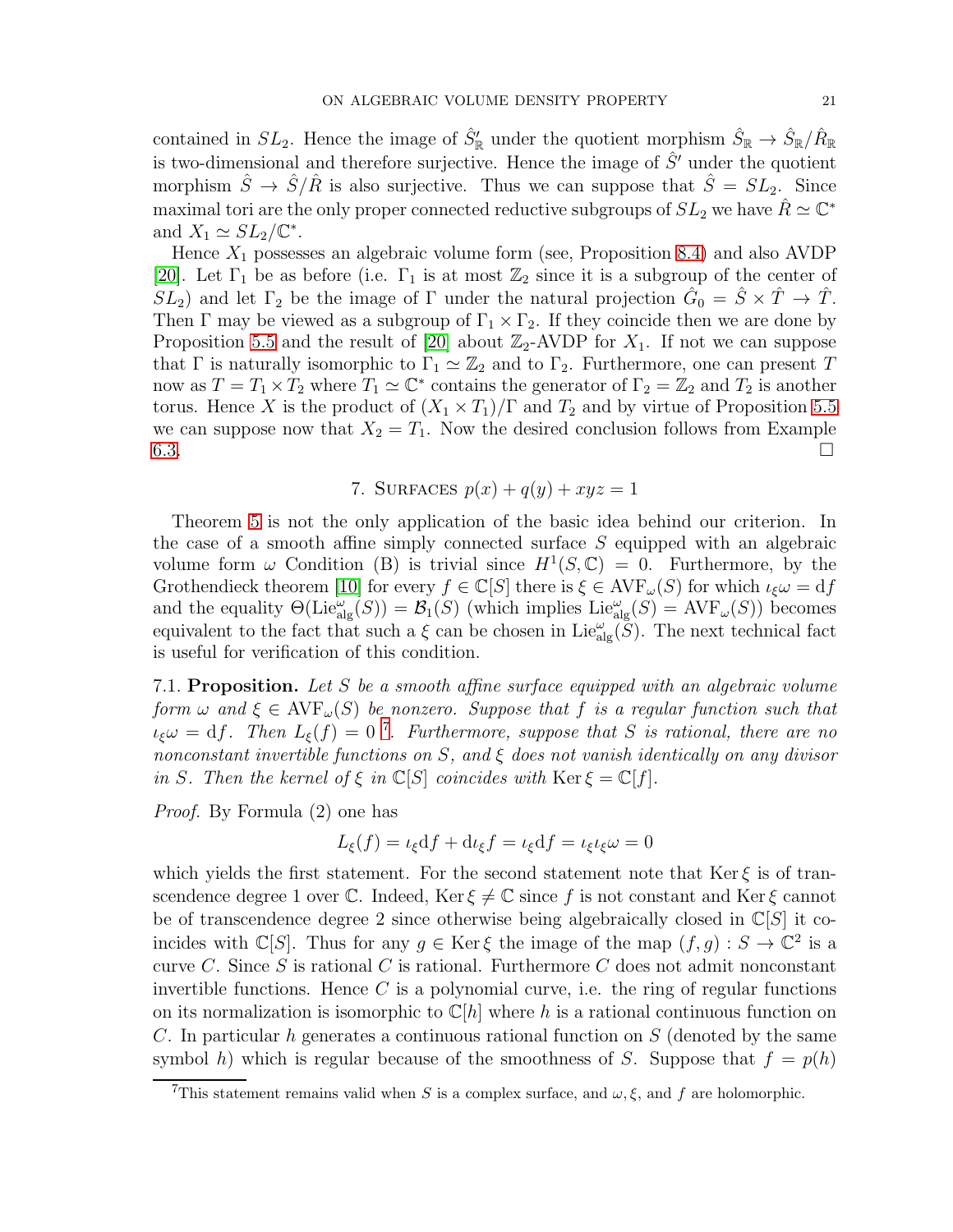contained in $SL_2$. Hence the image of $\hat{S}'_{\mathbb{R}}$ under the quotient morphism $\hat{S}_{\mathbb{R}} \to \hat{S}_{\mathbb{R}}/\hat{R}_{\mathbb{R}}$ is two-dimensional and therefore surjective. Hence the image of $\hat{S}'$ under the quotient morphism $\hat{S} \to \hat{S}/\hat{R}$ is also surjective. Thus we can suppose that $\hat{S} = SL_2$. Since maximal tori are the only proper connected reductive subgroups of $SL_2$ we have $\hat{R} \simeq \mathbb{C}^*$ and $X_1 \simeq SL_2/\mathbb{C}^*$.

Hence $X_1$ possesses an algebraic volume form (see, Proposition 8.4) and also AVDP [20]. Let $\Gamma_1$ be as before (i.e. $\Gamma_1$ is at most $\mathbb{Z}_2$ since it is a subgroup of the center of $SL_2$) and let $\Gamma_2$ be the image of $\Gamma$ under the natural projection $\hat{G}_0 = \hat{S} \times \hat{T} \to \hat{T}$. Then $\Gamma$ may be viewed as a subgroup of $\Gamma_1 \times \Gamma_2$. If they coincide then we are done by Proposition 5.5 and the result of [20] about $\mathbb{Z}_2$-AVDP for $X_1$. If not we can suppose that $\Gamma$ is naturally isomorphic to $\Gamma_1 \simeq \mathbb{Z}_2$ and to $\Gamma_2$. Furthermore, one can present $T$ now as $T = T_1 \times T_2$ where $T_1 \simeq \mathbb{C}^*$ contains the generator of $\Gamma_2 = \mathbb{Z}_2$ and $T_2$ is another torus. Hence $X$ is the product of $(X_1 \times T_1)/\Gamma$ and $T_2$ and by virtue of Proposition 5.5 we can suppose now that $X_2 = T_1$. Now the desired conclusion follows from Example 6.3. ☐

## 7. Surfaces $p(x) + q(y) + xyz = 1$

Theorem 5 is not the only application of the basic idea behind our criterion. In the case of a smooth affine simply connected surface $S$ equipped with an algebraic volume form $\omega$ Condition (B) is trivial since $H^1(S, \mathbb{C}) = 0$. Furthermore, by the Grothendieck theorem [10] for every $f \in \mathbb{C}[S]$ there is $\xi \in \mathrm{AVF}_\omega(S)$ for which $\iota_\xi \omega = \mathrm{d}f$ and the equality $\Theta(\mathrm{Lie}^\omega_{\mathrm{alg}}(S)) = \mathcal{B}_1(S)$ (which implies $\mathrm{Lie}^\omega_{\mathrm{alg}}(S) = \mathrm{AVF}_\omega(S)$) becomes equivalent to the fact that such a $\xi$ can be chosen in $\mathrm{Lie}^\omega_{\mathrm{alg}}(S)$. The next technical fact is useful for verification of this condition.

7.1. **Proposition.** *Let $S$ be a smooth affine surface equipped with an algebraic volume form $\omega$ and $\xi \in \mathrm{AVF}_\omega(S)$ be nonzero. Suppose that $f$ is a regular function such that $\iota_\xi \omega = \mathrm{d}f$. Then $L_\xi(f) = 0$* [7]*. Furthermore, suppose that $S$ is rational, there are no nonconstant invertible functions on $S$, and $\xi$ does not vanish identically on any divisor in $S$. Then the kernel of $\xi$ in $\mathbb{C}[S]$ coincides with $\mathrm{Ker}\,\xi = \mathbb{C}[f]$.*

*Proof.* By Formula (2) one has

$$L_\xi(f) = \iota_\xi \mathrm{d}f + \mathrm{d}\iota_\xi f = \iota_\xi \mathrm{d}f = \iota_\xi \iota_\xi \omega = 0$$

which yields the first statement. For the second statement note that $\mathrm{Ker}\,\xi$ is of transcendence degree 1 over $\mathbb{C}$. Indeed, $\mathrm{Ker}\,\xi \neq \mathbb{C}$ since $f$ is not constant and $\mathrm{Ker}\,\xi$ cannot be of transcendence degree 2 since otherwise being algebraically closed in $\mathbb{C}[S]$ it coincides with $\mathbb{C}[S]$. Thus for any $g \in \mathrm{Ker}\,\xi$ the image of the map $(f, g) : S \to \mathbb{C}^2$ is a curve $C$. Since $S$ is rational $C$ is rational. Furthermore $C$ does not admit nonconstant invertible functions. Hence $C$ is a polynomial curve, i.e. the ring of regular functions on its normalization is isomorphic to $\mathbb{C}[h]$ where $h$ is a rational continuous function on $C$. In particular $h$ generates a continuous rational function on $S$ (denoted by the same symbol $h$) which is regular because of the smoothness of $S$. Suppose that $f = p(h)$

[7] This statement remains valid when $S$ is a complex surface, and $\omega, \xi$, and $f$ are holomorphic.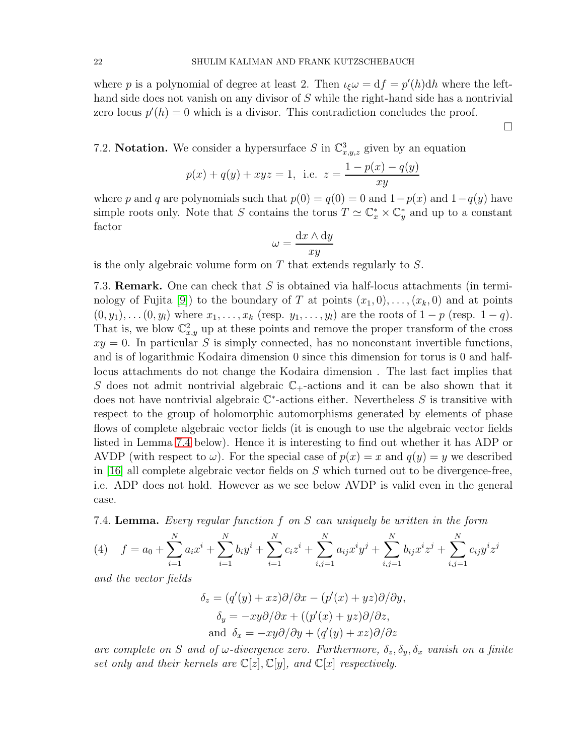where $p$ is a polynomial of degree at least 2. Then $\iota_\xi \omega = \mathrm{d}f = p'(h)\mathrm{d}h$ where the left-hand side does not vanish on any divisor of $S$ while the right-hand side has a nontrivial zero locus $p'(h) = 0$ which is a divisor. This contradiction concludes the proof.

□

7.2. **Notation.** We consider a hypersurface $S$ in $\mathbb{C}^3_{x,y,z}$ given by an equation

$$p(x) + q(y) + xyz = 1, \text{ i.e. } z = \frac{1 - p(x) - q(y)}{xy}$$

where $p$ and $q$ are polynomials such that $p(0) = q(0) = 0$ and $1-p(x)$ and $1-q(y)$ have simple roots only. Note that $S$ contains the torus $T \simeq \mathbb{C}^*_x \times \mathbb{C}^*_y$ and up to a constant factor

$$\omega = \frac{\mathrm{d}x \wedge \mathrm{d}y}{xy}$$

is the only algebraic volume form on $T$ that extends regularly to $S$.

7.3. **Remark.** One can check that $S$ is obtained via half-locus attachments (in terminology of Fujita [9]) to the boundary of $T$ at points $(x_1, 0), \ldots, (x_k, 0)$ and at points $(0, y_1), \ldots (0, y_l)$ where $x_1, \ldots, x_k$ (resp. $y_1, \ldots, y_l$) are the roots of $1-p$ (resp. $1-q$). That is, we blow $\mathbb{C}^2_{x,y}$ up at these points and remove the proper transform of the cross $xy = 0$. In particular $S$ is simply connected, has no nonconstant invertible functions, and is of logarithmic Kodaira dimension 0 since this dimension for torus is 0 and half-locus attachments do not change the Kodaira dimension . The last fact implies that $S$ does not admit nontrivial algebraic $\mathbb{C}_+$-actions and it can be also shown that it does not have nontrivial algebraic $\mathbb{C}^*$-actions either. Nevertheless $S$ is transitive with respect to the group of holomorphic automorphisms generated by elements of phase flows of complete algebraic vector fields (it is enough to use the algebraic vector fields listed in Lemma 7.4 below). Hence it is interesting to find out whether it has ADP or AVDP (with respect to $\omega$). For the special case of $p(x) = x$ and $q(y) = y$ we described in [16] all complete algebraic vector fields on $S$ which turned out to be divergence-free, i.e. ADP does not hold. However as we see below AVDP is valid even in the general case.

7.4. **Lemma.** *Every regular function $f$ on $S$ can uniquely be written in the form*

$$(4) \quad f = a_0 + \sum_{i=1}^{N} a_i x^i + \sum_{i=1}^{N} b_i y^i + \sum_{i=1}^{N} c_i z^i + \sum_{i,j=1}^{N} a_{ij} x^i y^j + \sum_{i,j=1}^{N} b_{ij} x^i z^j + \sum_{i,j=1}^{N} c_{ij} y^i z^j$$

*and the vector fields*

$$\delta_z = (q'(y) + xz)\partial/\partial x - (p'(x) + yz)\partial/\partial y,$$
$$\delta_y = -xy\partial/\partial x + ((p'(x) + yz)\partial/\partial z,$$
$$\text{and } \delta_x = -xy\partial/\partial y + (q'(y) + xz)\partial/\partial z$$

*are complete on $S$ and of $\omega$-divergence zero. Furthermore, $\delta_z, \delta_y, \delta_x$ vanish on a finite set only and their kernels are $\mathbb{C}[z], \mathbb{C}[y]$, and $\mathbb{C}[x]$ respectively.*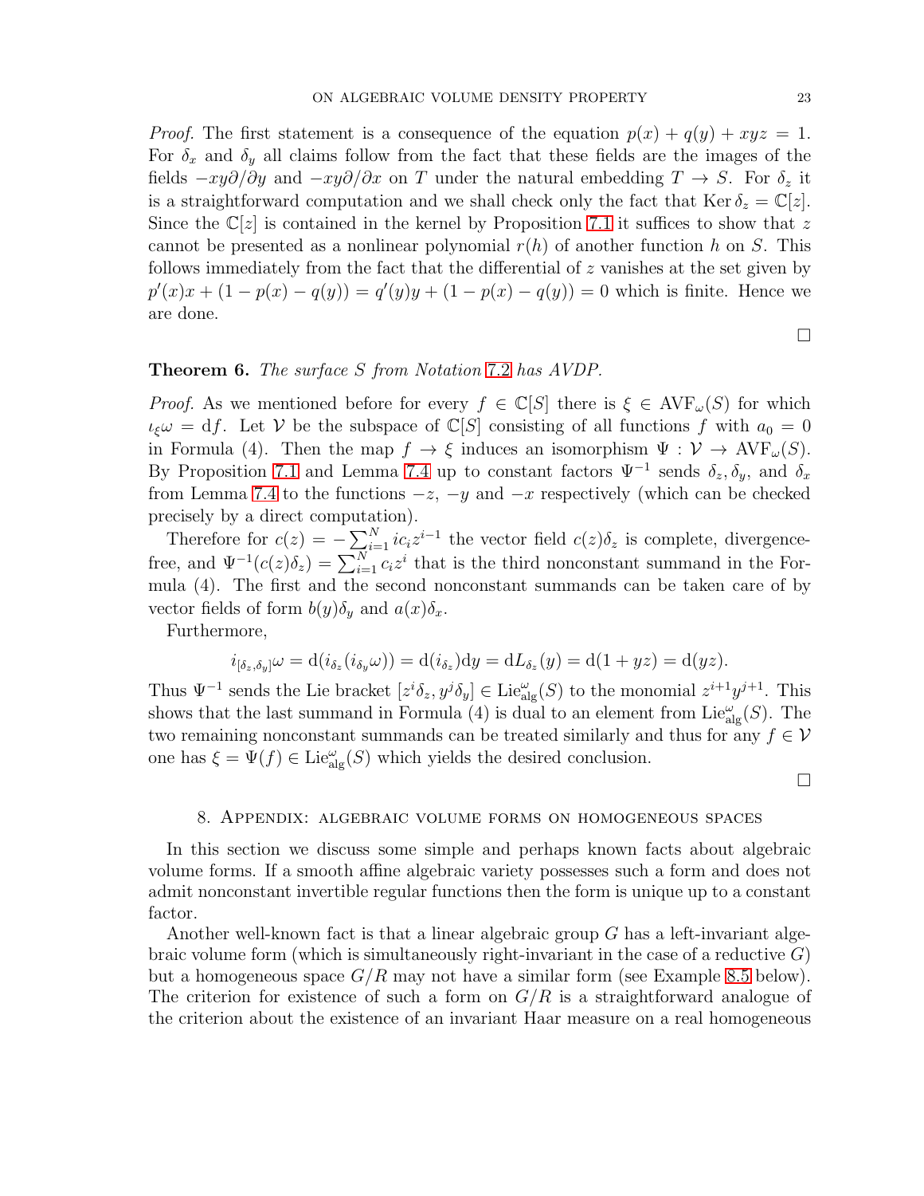*Proof.* The first statement is a consequence of the equation $p(x) + q(y) + xyz = 1$. For $\delta_x$ and $\delta_y$ all claims follow from the fact that these fields are the images of the fields $-xy\partial/\partial y$ and $-xy\partial/\partial x$ on $T$ under the natural embedding $T \to S$. For $\delta_z$ it is a straightforward computation and we shall check only the fact that $\operatorname{Ker}\delta_z = \mathbb{C}[z]$. Since the $\mathbb{C}[z]$ is contained in the kernel by Proposition 7.1 it suffices to show that $z$ cannot be presented as a nonlinear polynomial $r(h)$ of another function $h$ on $S$. This follows immediately from the fact that the differential of $z$ vanishes at the set given by $p'(x)x + (1 - p(x) - q(y)) = q'(y)y + (1 - p(x) - q(y)) = 0$ which is finite. Hence we are done.

∎

**Theorem 6.** *The surface $S$ from Notation 7.2 has AVDP.*

*Proof.* As we mentioned before for every $f \in \mathbb{C}[S]$ there is $\xi \in \mathrm{AVF}_\omega(S)$ for which $\iota_\xi\omega = \mathrm{d}f$. Let $\mathcal{V}$ be the subspace of $\mathbb{C}[S]$ consisting of all functions $f$ with $a_0 = 0$ in Formula (4). Then the map $f \to \xi$ induces an isomorphism $\Psi : \mathcal{V} \to \mathrm{AVF}_\omega(S)$. By Proposition 7.1 and Lemma 7.4 up to constant factors $\Psi^{-1}$ sends $\delta_z, \delta_y$, and $\delta_x$ from Lemma 7.4 to the functions $-z$, $-y$ and $-x$ respectively (which can be checked precisely by a direct computation).

Therefore for $c(z) = -\sum_{i=1}^N ic_iz^{i-1}$ the vector field $c(z)\delta_z$ is complete, divergence-free, and $\Psi^{-1}(c(z)\delta_z) = \sum_{i=1}^N c_iz^i$ that is the third nonconstant summand in the Formula (4). The first and the second nonconstant summands can be taken care of by vector fields of form $b(y)\delta_y$ and $a(x)\delta_x$.

Furthermore,

$$i_{[\delta_z,\delta_y]}\omega = \mathrm{d}(i_{\delta_z}(i_{\delta_y}\omega)) = \mathrm{d}(i_{\delta_z})\mathrm{d}y = \mathrm{d}L_{\delta_z}(y) = \mathrm{d}(1 + yz) = \mathrm{d}(yz).$$

Thus $\Psi^{-1}$ sends the Lie bracket $[z^i\delta_z, y^j\delta_y] \in \mathrm{Lie}^\omega_{\mathrm{alg}}(S)$ to the monomial $z^{i+1}y^{j+1}$. This shows that the last summand in Formula (4) is dual to an element from $\mathrm{Lie}^\omega_{\mathrm{alg}}(S)$. The two remaining nonconstant summands can be treated similarly and thus for any $f \in \mathcal{V}$ one has $\xi = \Psi(f) \in \mathrm{Lie}^\omega_{\mathrm{alg}}(S)$ which yields the desired conclusion.

∎

## 8. Appendix: algebraic volume forms on homogeneous spaces

In this section we discuss some simple and perhaps known facts about algebraic volume forms. If a smooth affine algebraic variety possesses such a form and does not admit nonconstant invertible regular functions then the form is unique up to a constant factor.

Another well-known fact is that a linear algebraic group $G$ has a left-invariant algebraic volume form (which is simultaneously right-invariant in the case of a reductive $G$) but a homogeneous space $G/R$ may not have a similar form (see Example 8.5 below). The criterion for existence of such a form on $G/R$ is a straightforward analogue of the criterion about the existence of an invariant Haar measure on a real homogeneous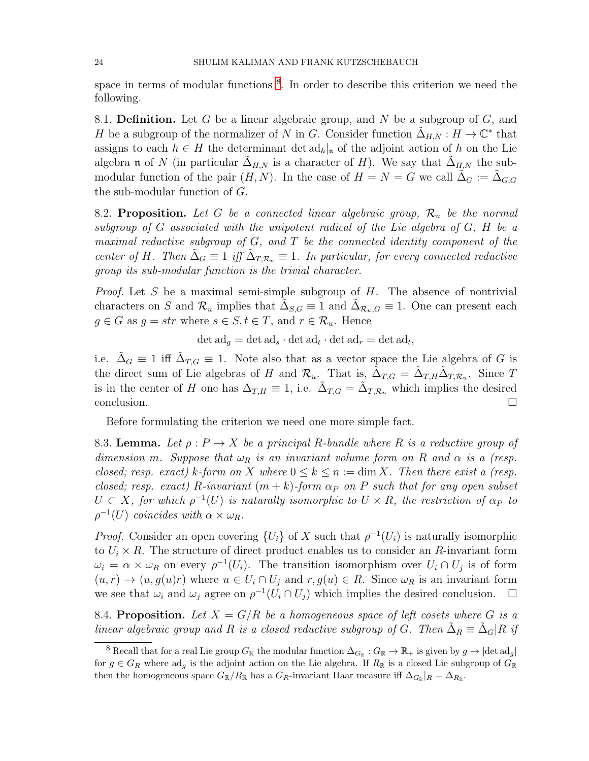space in terms of modular functions [8]. In order to describe this criterion we need the following.

8.1. **Definition.** Let $G$ be a linear algebraic group, and $N$ be a subgroup of $G$, and $H$ be a subgroup of the normalizer of $N$ in $G$. Consider function $\tilde{\Delta}_{H,N} : H \to \mathbb{C}^*$ that assigns to each $h \in H$ the determinant $\det \mathrm{ad}_h|_{\mathfrak{n}}$ of the adjoint action of $h$ on the Lie algebra $\mathfrak{n}$ of $N$ (in particular $\tilde{\Delta}_{H,N}$ is a character of $H$). We say that $\tilde{\Delta}_{H,N}$ the sub-modular function of the pair $(H,N)$. In the case of $H = N = G$ we call $\tilde{\Delta}_G := \tilde{\Delta}_{G,G}$ the sub-modular function of $G$.

8.2. **Proposition.** *Let $G$ be a connected linear algebraic group, $\mathcal{R}_u$ be the normal subgroup of $G$ associated with the unipotent radical of the Lie algebra of $G$, $H$ be a maximal reductive subgroup of $G$, and $T$ be the connected identity component of the center of $H$. Then $\tilde{\Delta}_G \equiv 1$ iff $\tilde{\Delta}_{T,\mathcal{R}_u} \equiv 1$. In particular, for every connected reductive group its sub-modular function is the trivial character.*

*Proof.* Let $S$ be a maximal semi-simple subgroup of $H$. The absence of nontrivial characters on $S$ and $\mathcal{R}_u$ implies that $\tilde{\Delta}_{S,G} \equiv 1$ and $\tilde{\Delta}_{\mathcal{R}_u,G} \equiv 1$. One can present each $g \in G$ as $g = str$ where $s \in S, t \in T$, and $r \in \mathcal{R}_u$. Hence

$$\det \mathrm{ad}_g = \det \mathrm{ad}_s \cdot \det \mathrm{ad}_t \cdot \det \mathrm{ad}_r = \det \mathrm{ad}_t,$$

i.e. $\tilde{\Delta}_G \equiv 1$ iff $\tilde{\Delta}_{T,G} \equiv 1$. Note also that as a vector space the Lie algebra of $G$ is the direct sum of Lie algebras of $H$ and $\mathcal{R}_u$. That is, $\tilde{\Delta}_{T,G} = \tilde{\Delta}_{T,H}\tilde{\Delta}_{T,\mathcal{R}_u}$. Since $T$ is in the center of $H$ one has $\Delta_{T,H} \equiv 1$, i.e. $\tilde{\Delta}_{T,G} = \tilde{\Delta}_{T,\mathcal{R}_u}$ which implies the desired conclusion. $\square$

Before formulating the criterion we need one more simple fact.

8.3. **Lemma.** *Let $\rho : P \to X$ be a principal $R$-bundle where $R$ is a reductive group of dimension $m$. Suppose that $\omega_R$ is an invariant volume form on $R$ and $\alpha$ is a (resp. closed; resp. exact) $k$-form on $X$ where $0 \leq k \leq n := \dim X$. Then there exist a (resp. closed; resp. exact) $R$-invariant $(m+k)$-form $\alpha_P$ on $P$ such that for any open subset $U \subset X$, for which $\rho^{-1}(U)$ is naturally isomorphic to $U \times R$, the restriction of $\alpha_P$ to $\rho^{-1}(U)$ coincides with $\alpha \times \omega_R$.*

*Proof.* Consider an open covering $\{U_i\}$ of $X$ such that $\rho^{-1}(U_i)$ is naturally isomorphic to $U_i \times R$. The structure of direct product enables us to consider an $R$-invariant form $\omega_i = \alpha \times \omega_R$ on every $\rho^{-1}(U_i)$. The transition isomorphism over $U_i \cap U_j$ is of form $(u, r) \to (u, g(u)r)$ where $u \in U_i \cap U_j$ and $r, g(u) \in R$. Since $\omega_R$ is an invariant form we see that $\omega_i$ and $\omega_j$ agree on $\rho^{-1}(U_i \cap U_j)$ which implies the desired conclusion. $\square$

8.4. **Proposition.** *Let $X = G/R$ be a homogeneous space of left cosets where $G$ is a linear algebraic group and $R$ is a closed reductive subgroup of $G$. Then $\tilde{\Delta}_R \equiv \tilde{\Delta}_G|R$ if*

[8] Recall that for a real Lie group $G_{\mathbb{R}}$ the modular function $\Delta_{G_{\mathbb{R}}} : G_{\mathbb{R}} \to \mathbb{R}_+$ is given by $g \to |\det \mathrm{ad}_g|$ for $g \in G_R$ where $\mathrm{ad}_g$ is the adjoint action on the Lie algebra. If $R_{\mathbb{R}}$ is a closed Lie subgroup of $G_{\mathbb{R}}$ then the homogeneous space $G_{\mathbb{R}}/R_{\mathbb{R}}$ has a $G_R$-invariant Haar measure iff $\Delta_{G_{\mathbb{R}}}|_R = \Delta_{R_{\mathbb{R}}}$.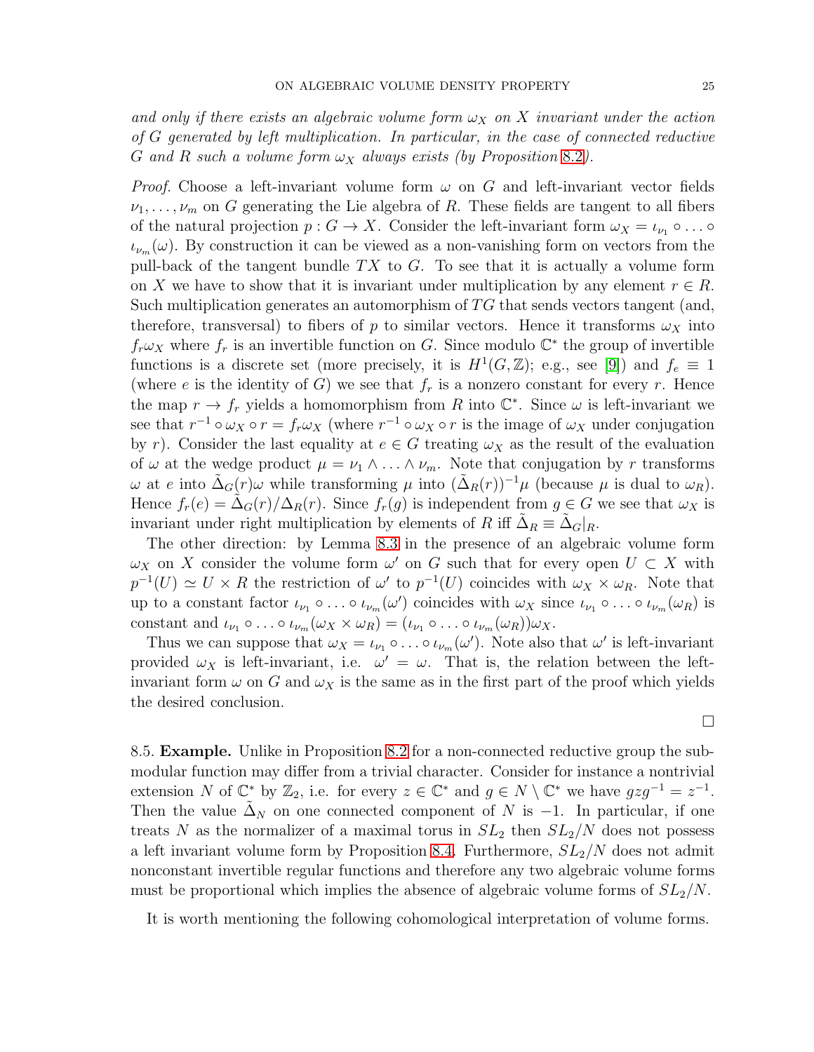*and only if there exists an algebraic volume form $\omega_X$ on $X$ invariant under the action of $G$ generated by left multiplication. In particular, in the case of connected reductive $G$ and $R$ such a volume form $\omega_X$ always exists (by Proposition 8.2).*

*Proof.* Choose a left-invariant volume form $\omega$ on $G$ and left-invariant vector fields $\nu_1, \ldots, \nu_m$ on $G$ generating the Lie algebra of $R$. These fields are tangent to all fibers of the natural projection $p : G \to X$. Consider the left-invariant form $\omega_X = \iota_{\nu_1} \circ \ldots \circ \iota_{\nu_m}(\omega)$. By construction it can be viewed as a non-vanishing form on vectors from the pull-back of the tangent bundle $TX$ to $G$. To see that it is actually a volume form on $X$ we have to show that it is invariant under multiplication by any element $r \in R$. Such multiplication generates an automorphism of $TG$ that sends vectors tangent (and, therefore, transversal) to fibers of $p$ to similar vectors. Hence it transforms $\omega_X$ into $f_r \omega_X$ where $f_r$ is an invertible function on $G$. Since modulo $\mathbb{C}^*$ the group of invertible functions is a discrete set (more precisely, it is $H^1(G, \mathbb{Z})$; e.g., see [9]) and $f_e \equiv 1$ (where $e$ is the identity of $G$) we see that $f_r$ is a nonzero constant for every $r$. Hence the map $r \to f_r$ yields a homomorphism from $R$ into $\mathbb{C}^*$. Since $\omega$ is left-invariant we see that $r^{-1} \circ \omega_X \circ r = f_r \omega_X$ (where $r^{-1} \circ \omega_X \circ r$ is the image of $\omega_X$ under conjugation by $r$). Consider the last equality at $e \in G$ treating $\omega_X$ as the result of the evaluation of $\omega$ at the wedge product $\mu = \nu_1 \wedge \ldots \wedge \nu_m$. Note that conjugation by $r$ transforms $\omega$ at $e$ into $\tilde{\Delta}_G(r)\omega$ while transforming $\mu$ into $(\tilde{\Delta}_R(r))^{-1}\mu$ (because $\mu$ is dual to $\omega_R$). Hence $f_r(e) = \tilde{\Delta}_G(r)/\tilde{\Delta}_R(r)$. Since $f_r(g)$ is independent from $g \in G$ we see that $\omega_X$ is invariant under right multiplication by elements of $R$ iff $\tilde{\Delta}_R \equiv \tilde{\Delta}_G|_R$.

The other direction: by Lemma 8.3 in the presence of an algebraic volume form $\omega_X$ on $X$ consider the volume form $\omega'$ on $G$ such that for every open $U \subset X$ with $p^{-1}(U) \simeq U \times R$ the restriction of $\omega'$ to $p^{-1}(U)$ coincides with $\omega_X \times \omega_R$. Note that up to a constant factor $\iota_{\nu_1} \circ \ldots \circ \iota_{\nu_m}(\omega')$ coincides with $\omega_X$ since $\iota_{\nu_1} \circ \ldots \circ \iota_{\nu_m}(\omega_R)$ is constant and $\iota_{\nu_1} \circ \ldots \circ \iota_{\nu_m}(\omega_X \times \omega_R) = (\iota_{\nu_1} \circ \ldots \circ \iota_{\nu_m}(\omega_R))\omega_X$.

Thus we can suppose that $\omega_X = \iota_{\nu_1} \circ \ldots \circ \iota_{\nu_m}(\omega')$. Note also that $\omega'$ is left-invariant provided $\omega_X$ is left-invariant, i.e. $\omega' = \omega$. That is, the relation between the left-invariant form $\omega$ on $G$ and $\omega_X$ is the same as in the first part of the proof which yields the desired conclusion.

∎

8.5. **Example.** Unlike in Proposition 8.2 for a non-connected reductive group the sub-modular function may differ from a trivial character. Consider for instance a nontrivial extension $N$ of $\mathbb{C}^*$ by $\mathbb{Z}_2$, i.e. for every $z \in \mathbb{C}^*$ and $g \in N \setminus \mathbb{C}^*$ we have $gzg^{-1} = z^{-1}$. Then the value $\tilde{\Delta}_N$ on one connected component of $N$ is $-1$. In particular, if one treats $N$ as the normalizer of a maximal torus in $SL_2$ then $SL_2/N$ does not possess a left invariant volume form by Proposition 8.4. Furthermore, $SL_2/N$ does not admit nonconstant invertible regular functions and therefore any two algebraic volume forms must be proportional which implies the absence of algebraic volume forms of $SL_2/N$.

It is worth mentioning the following cohomological interpretation of volume forms.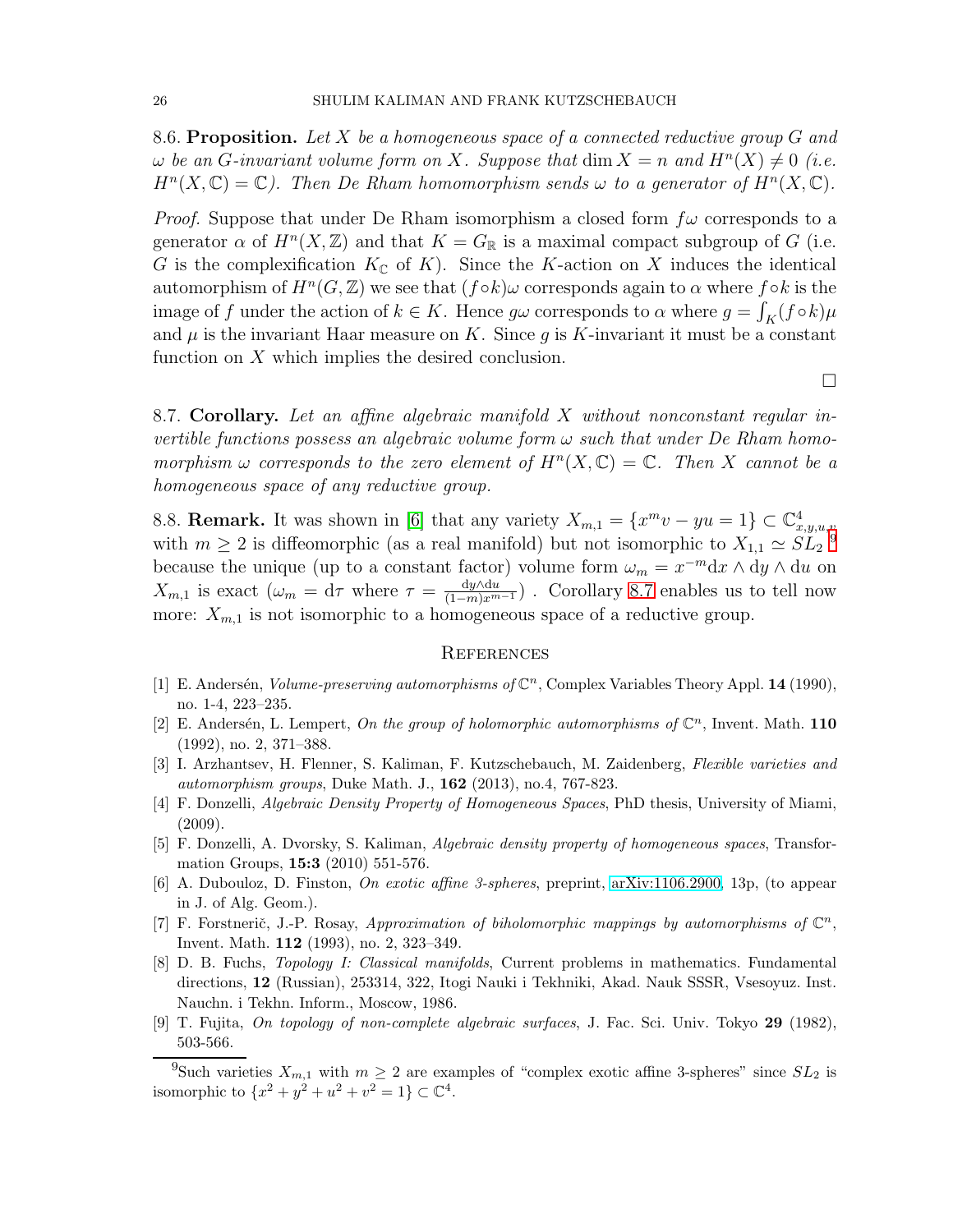**8.6. Proposition.** *Let $X$ be a homogeneous space of a connected reductive group $G$ and $\omega$ be an $G$-invariant volume form on $X$. Suppose that $\dim X = n$ and $H^n(X) \neq 0$ (i.e. $H^n(X, \mathbb{C}) = \mathbb{C}$). Then De Rham homomorphism sends $\omega$ to a generator of $H^n(X, \mathbb{C})$.*

*Proof.* Suppose that under De Rham isomorphism a closed form $f\omega$ corresponds to a generator $\alpha$ of $H^n(X, \mathbb{Z})$ and that $K = G_{\mathbb{R}}$ is a maximal compact subgroup of $G$ (i.e. $G$ is the complexification $K_{\mathbb{C}}$ of $K$). Since the $K$-action on $X$ induces the identical automorphism of $H^n(G, \mathbb{Z})$ we see that $(f \circ k)\omega$ corresponds again to $\alpha$ where $f \circ k$ is the image of $f$ under the action of $k \in K$. Hence $g\omega$ corresponds to $\alpha$ where $g = \int_K (f \circ k)\mu$ and $\mu$ is the invariant Haar measure on $K$. Since $g$ is $K$-invariant it must be a constant function on $X$ which implies the desired conclusion.

□

**8.7. Corollary.** *Let an affine algebraic manifold $X$ without nonconstant regular invertible functions possess an algebraic volume form $\omega$ such that under De Rham homomorphism $\omega$ corresponds to the zero element of $H^n(X, \mathbb{C}) = \mathbb{C}$. Then $X$ cannot be a homogeneous space of any reductive group.*

**8.8. Remark.** It was shown in [6] that any variety $X_{m,1} = \{x^m v - yu = 1\} \subset \mathbb{C}^4_{x,y,u,v}$ with $m \geq 2$ is diffeomorphic (as a real manifold) but not isomorphic to $X_{1,1} \simeq SL_2$ [9] because the unique (up to a constant factor) volume form $\omega_m = x^{-m} \mathrm{d}x \wedge \mathrm{d}y \wedge \mathrm{d}u$ on $X_{m,1}$ is exact ($\omega_m = \mathrm{d}\tau$ where $\tau = \frac{\mathrm{d}y \wedge \mathrm{d}u}{(1-m)x^{m-1}}$) . Corollary 8.7 enables us to tell now more: $X_{m,1}$ is not isomorphic to a homogeneous space of a reductive group.

## References

[1] E. Andersén, *Volume-preserving automorphisms of* $\mathbb{C}^n$, Complex Variables Theory Appl. **14** (1990), no. 1-4, 223–235.

[2] E. Andersén, L. Lempert, *On the group of holomorphic automorphisms of* $\mathbb{C}^n$, Invent. Math. **110** (1992), no. 2, 371–388.

[3] I. Arzhantsev, H. Flenner, S. Kaliman, F. Kutzschebauch, M. Zaidenberg, *Flexible varieties and automorphism groups*, Duke Math. J., **162** (2013), no.4, 767-823.

[4] F. Donzelli, *Algebraic Density Property of Homogeneous Spaces*, PhD thesis, University of Miami, (2009).

[5] F. Donzelli, A. Dvorsky, S. Kaliman, *Algebraic density property of homogeneous spaces*, Transformation Groups, **15:3** (2010) 551-576.

[6] A. Dubouloz, D. Finston, *On exotic affine 3-spheres*, preprint, arXiv:1106.2900, 13p, (to appear in J. of Alg. Geom.).

[7] F. Forstnerič, J.-P. Rosay, *Approximation of biholomorphic mappings by automorphisms of* $\mathbb{C}^n$, Invent. Math. **112** (1993), no. 2, 323–349.

[8] D. B. Fuchs, *Topology I: Classical manifolds*, Current problems in mathematics. Fundamental directions, **12** (Russian), 253314, 322, Itogi Nauki i Tekhniki, Akad. Nauk SSSR, Vsesoyuz. Inst. Nauchn. i Tekhn. Inform., Moscow, 1986.

[9] T. Fujita, *On topology of non-complete algebraic surfaces*, J. Fac. Sci. Univ. Tokyo **29** (1982), 503-566.

---

[9] Such varieties $X_{m,1}$ with $m \geq 2$ are examples of "complex exotic affine 3-spheres" since $SL_2$ is isomorphic to $\{x^2 + y^2 + u^2 + v^2 = 1\} \subset \mathbb{C}^4$.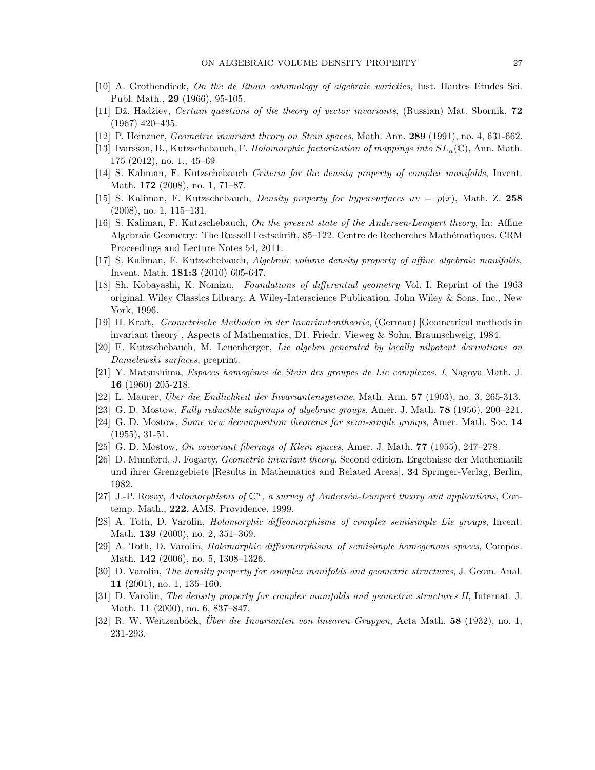[10] A. Grothendieck, *On the de Rham cohomology of algebraic varieties*, Inst. Hautes Etudes Sci. Publ. Math., **29** (1966), 95-105.

[11] Dž. Hadžiev, *Certain questions of the theory of vector invariants*, (Russian) Mat. Sbornik, **72** (1967) 420–435.

[12] P. Heinzner, *Geometric invariant theory on Stein spaces*, Math. Ann. **289** (1991), no. 4, 631-662.

[13] Ivarsson, B., Kutzschebauch, F. *Holomorphic factorization of mappings into $SL_n(\mathbb{C})$*, Ann. Math. 175 (2012), no. 1., 45–69

[14] S. Kaliman, F. Kutzschebauch *Criteria for the density property of complex manifolds*, Invent. Math. **172** (2008), no. 1, 71–87.

[15] S. Kaliman, F. Kutzschebauch, *Density property for hypersurfaces $uv = p(\bar{x})$*, Math. Z. **258** (2008), no. 1, 115–131.

[16] S. Kaliman, F. Kutzschebauch, *On the present state of the Andersen-Lempert theory*, In: Affine Algebraic Geometry: The Russell Festschrift, 85–122. Centre de Recherches Mathématiques. CRM Proceedings and Lecture Notes 54, 2011.

[17] S. Kaliman, F. Kutzschebauch, *Algebraic volume density property of affine algebraic manifolds*, Invent. Math. **181:3** (2010) 605-647.

[18] Sh. Kobayashi, K. Nomizu, *Foundations of differential geometry* Vol. I. Reprint of the 1963 original. Wiley Classics Library. A Wiley-Interscience Publication. John Wiley & Sons, Inc., New York, 1996.

[19] H. Kraft, *Geometrische Methoden in der Invariantentheorie*, (German) [Geometrical methods in invariant theory], Aspects of Mathematics, D1. Friedr. Vieweg & Sohn, Braunschweig, 1984.

[20] F. Kutzschebauch, M. Leuenberger, *Lie algebra generated by locally nilpotent derivations on Danielewski surfaces*, preprint.

[21] Y. Matsushima, *Espaces homogènes de Stein des groupes de Lie complexes. I*, Nagoya Math. J. **16** (1960) 205-218.

[22] L. Maurer, *Über die Endlichkeit der Invariantensysteme*, Math. Ann. **57** (1903), no. 3, 265-313.

[23] G. D. Mostow, *Fully reducible subgroups of algebraic groups*, Amer. J. Math. **78** (1956), 200–221.

[24] G. D. Mostow, *Some new decomposition theorems for semi-simple groups*, Amer. Math. Soc. **14** (1955), 31-51.

[25] G. D. Mostow, *On covariant fiberings of Klein spaces*, Amer. J. Math. **77** (1955), 247–278.

[26] D. Mumford, J. Fogarty, *Geometric invariant theory*, Second edition. Ergebnisse der Mathematik und ihrer Grenzgebiete [Results in Mathematics and Related Areas], **34** Springer-Verlag, Berlin, 1982.

[27] J.-P. Rosay, *Automorphisms of $\mathbb{C}^n$, a survey of Andersén-Lempert theory and applications*, Contemp. Math., **222**, AMS, Providence, 1999.

[28] A. Toth, D. Varolin, *Holomorphic diffeomorphisms of complex semisimple Lie groups*, Invent. Math. **139** (2000), no. 2, 351–369.

[29] A. Toth, D. Varolin, *Holomorphic diffeomorphisms of semisimple homogenous spaces*, Compos. Math. **142** (2006), no. 5, 1308–1326.

[30] D. Varolin, *The density property for complex manifolds and geometric structures*, J. Geom. Anal. **11** (2001), no. 1, 135–160.

[31] D. Varolin, *The density property for complex manifolds and geometric structures II*, Internat. J. Math. **11** (2000), no. 6, 837–847.

[32] R. W. Weitzenböck, *Über die Invarianten von linearen Gruppen*, Acta Math. **58** (1932), no. 1, 231-293.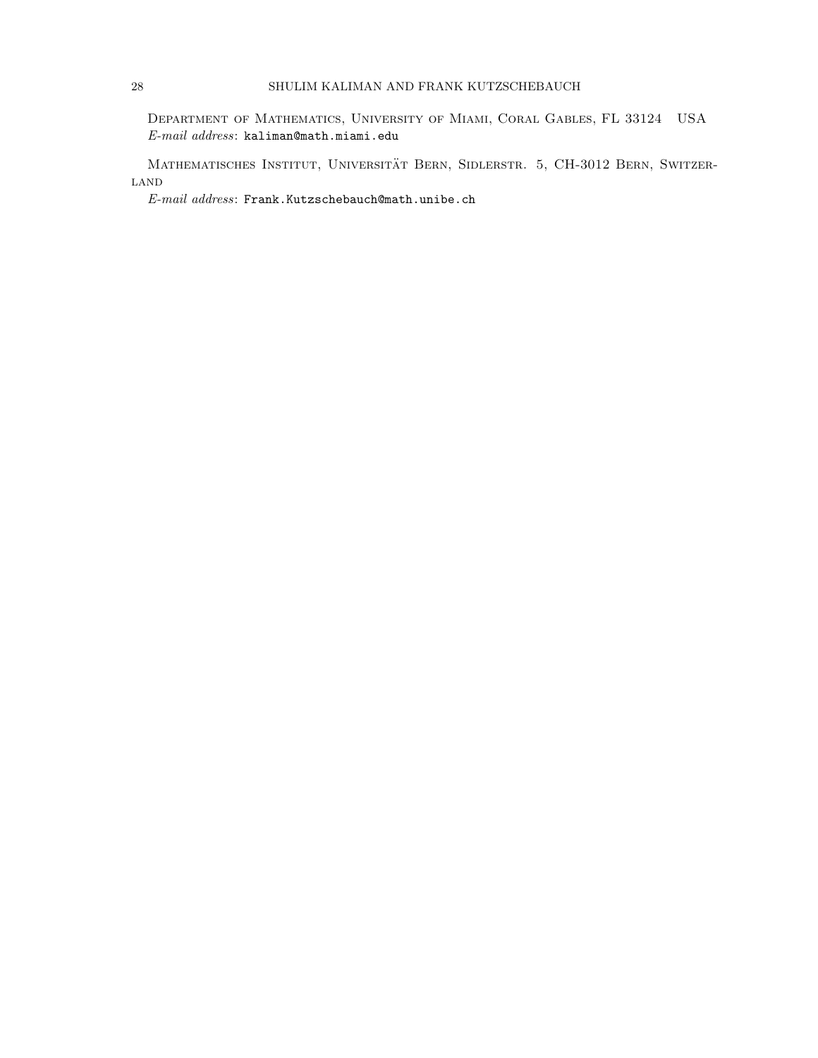Department of Mathematics, University of Miami, Coral Gables, FL 33124 USA
*E-mail address*: kaliman@math.miami.edu

Mathematisches Institut, Universität Bern, Sidlerstr. 5, CH-3012 Bern, Switzerland
*E-mail address*: Frank.Kutzschebauch@math.unibe.ch